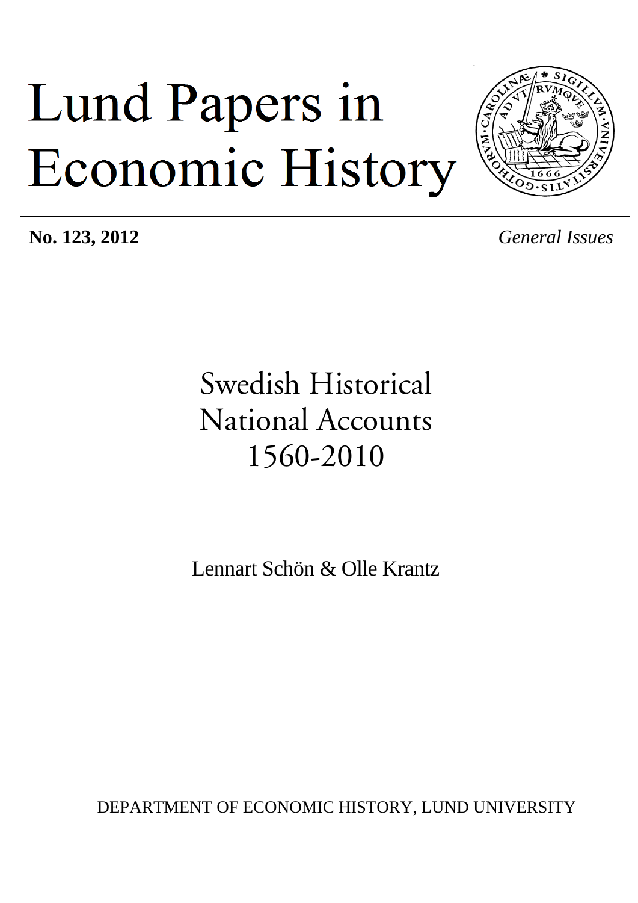# Lund Papers in Economic History

**No. 123, 2012** *General Issues*

## Swedish Historical National Accounts 1560-2010

Lennart Schön & Olle Krantz

DEPARTMENT OF ECONOMIC HISTORY, LUND UNIVERSITY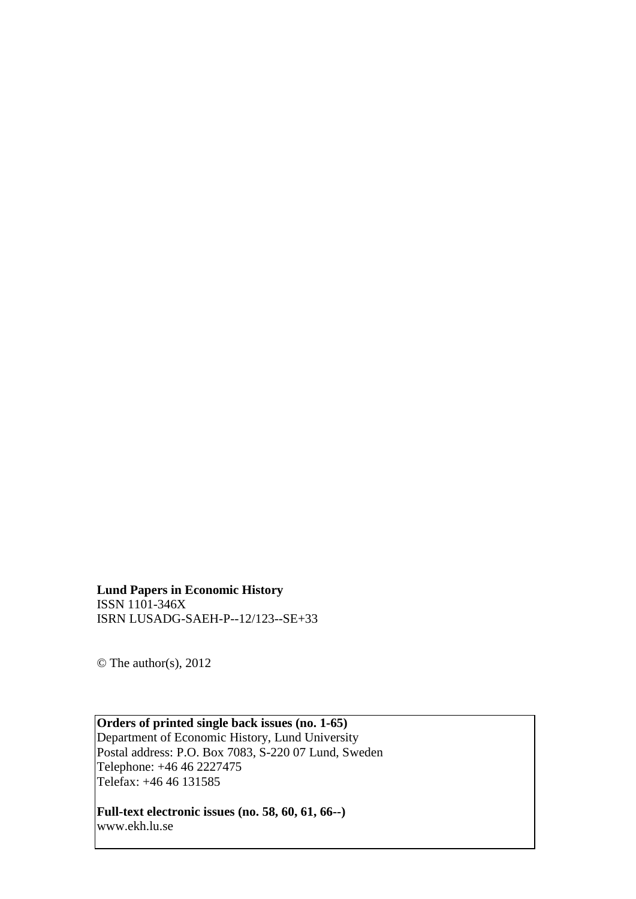**Lund Papers in Economic History**
ISSN 1101-346X
ISRN LUSADG-SAEH-P--12/123--SE+33

© The author(s), 2012

**Orders of printed single back issues (no. 1-65)**
Department of Economic History, Lund University
Postal address: P.O. Box 7083, S-220 07 Lund, Sweden
Telephone: +46 46 2227475
Telefax: +46 46 131585

**Full-text electronic issues (no. 58, 60, 61, 66--)**
www.ekh.lu.se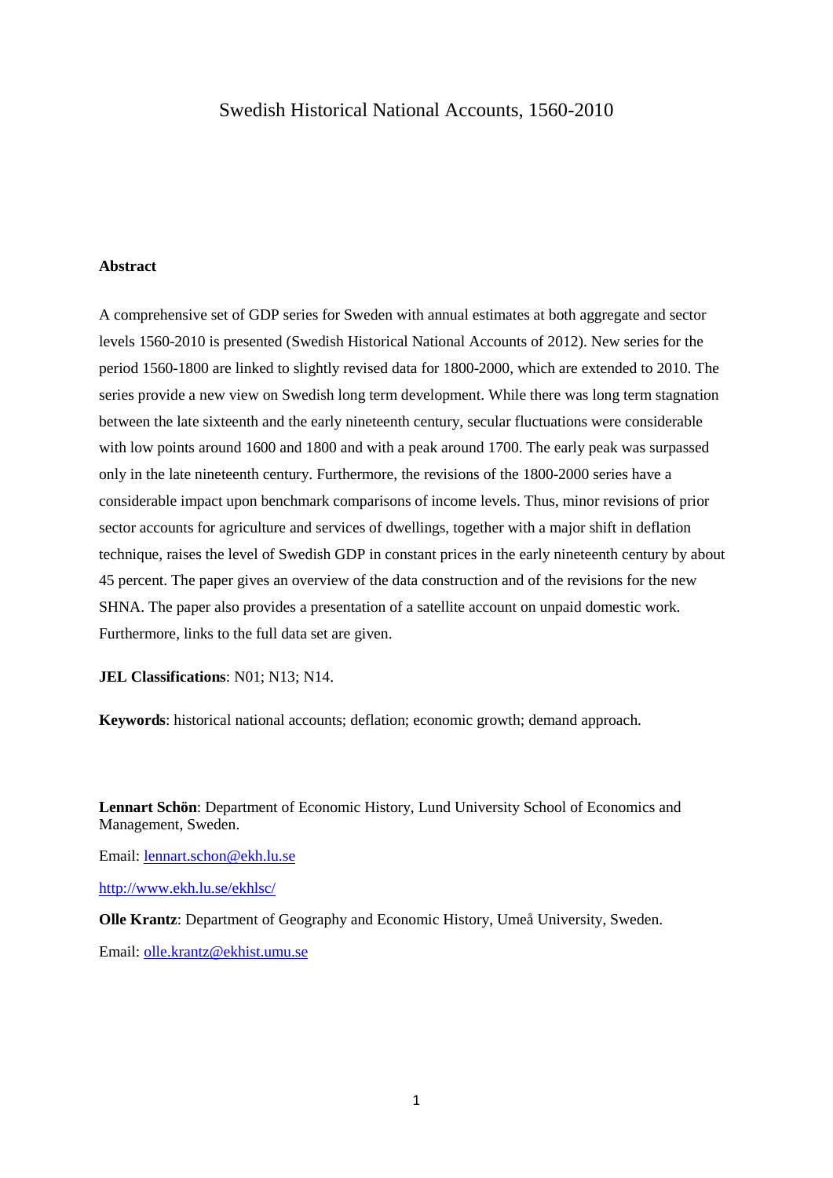# Swedish Historical National Accounts, 1560-2010

**Abstract**

A comprehensive set of GDP series for Sweden with annual estimates at both aggregate and sector levels 1560-2010 is presented (Swedish Historical National Accounts of 2012). New series for the period 1560-1800 are linked to slightly revised data for 1800-2000, which are extended to 2010. The series provide a new view on Swedish long term development. While there was long term stagnation between the late sixteenth and the early nineteenth century, secular fluctuations were considerable with low points around 1600 and 1800 and with a peak around 1700. The early peak was surpassed only in the late nineteenth century. Furthermore, the revisions of the 1800-2000 series have a considerable impact upon benchmark comparisons of income levels. Thus, minor revisions of prior sector accounts for agriculture and services of dwellings, together with a major shift in deflation technique, raises the level of Swedish GDP in constant prices in the early nineteenth century by about 45 percent. The paper gives an overview of the data construction and of the revisions for the new SHNA. The paper also provides a presentation of a satellite account on unpaid domestic work. Furthermore, links to the full data set are given.

**JEL Classifications**: N01; N13; N14.

**Keywords**: historical national accounts; deflation; economic growth; demand approach.

**Lennart Schön**: Department of Economic History, Lund University School of Economics and Management, Sweden.

Email: lennart.schon@ekh.lu.se

http://www.ekh.lu.se/ekhlsc/

**Olle Krantz**: Department of Geography and Economic History, Umeå University, Sweden.

Email: olle.krantz@ekhist.umu.se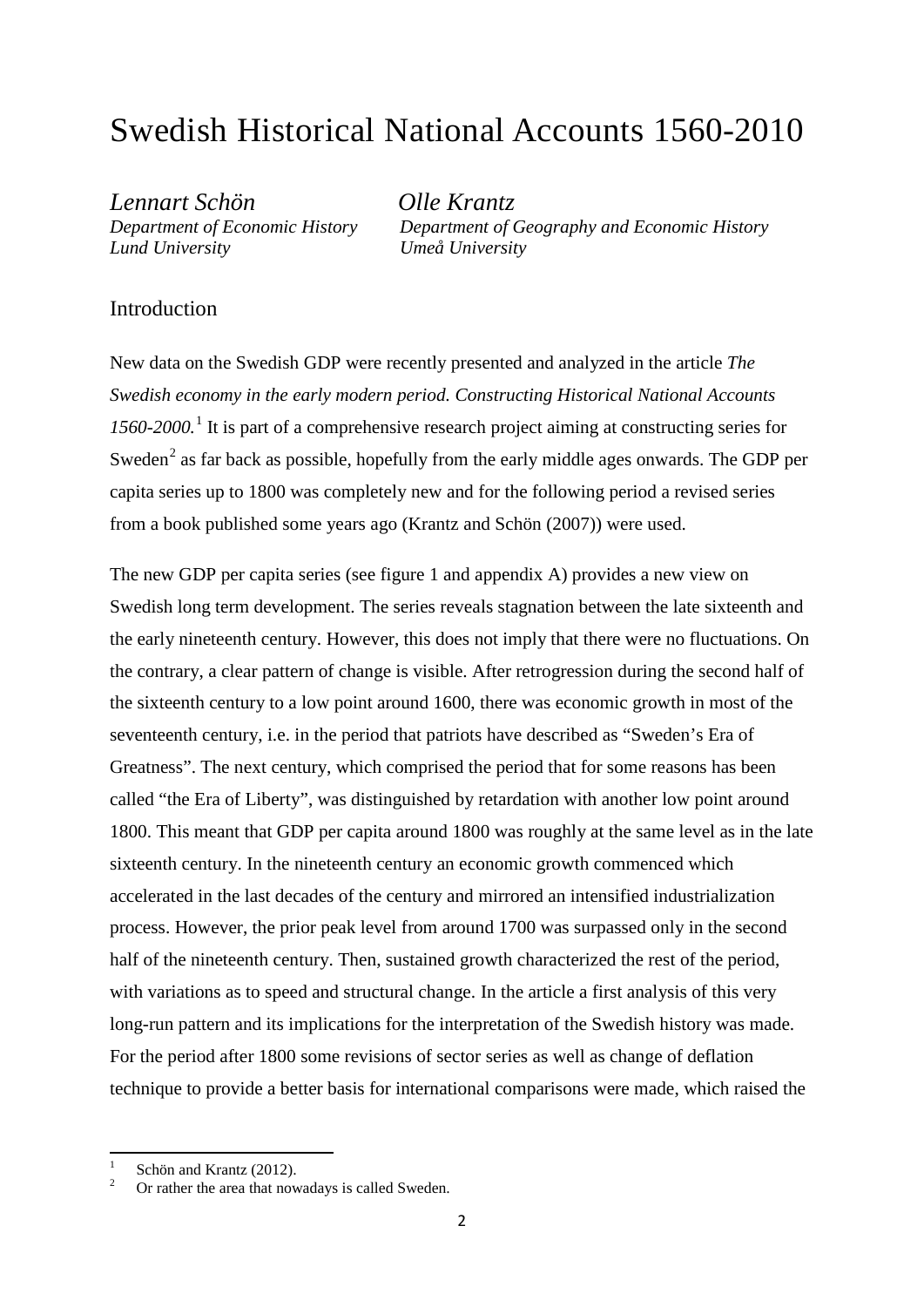# Swedish Historical National Accounts 1560-2010

*Lennart Schön*
*Department of Economic History*
*Lund University*

*Olle Krantz*
*Department of Geography and Economic History*
*Umeå University*

## Introduction

New data on the Swedish GDP were recently presented and analyzed in the article *The Swedish economy in the early modern period. Constructing Historical National Accounts 1560-2000.*[1] It is part of a comprehensive research project aiming at constructing series for Sweden[2] as far back as possible, hopefully from the early middle ages onwards. The GDP per capita series up to 1800 was completely new and for the following period a revised series from a book published some years ago (Krantz and Schön (2007)) were used.

The new GDP per capita series (see figure 1 and appendix A) provides a new view on Swedish long term development. The series reveals stagnation between the late sixteenth and the early nineteenth century. However, this does not imply that there were no fluctuations. On the contrary, a clear pattern of change is visible. After retrogression during the second half of the sixteenth century to a low point around 1600, there was economic growth in most of the seventeenth century, i.e. in the period that patriots have described as "Sweden's Era of Greatness". The next century, which comprised the period that for some reasons has been called "the Era of Liberty", was distinguished by retardation with another low point around 1800. This meant that GDP per capita around 1800 was roughly at the same level as in the late sixteenth century. In the nineteenth century an economic growth commenced which accelerated in the last decades of the century and mirrored an intensified industrialization process. However, the prior peak level from around 1700 was surpassed only in the second half of the nineteenth century. Then, sustained growth characterized the rest of the period, with variations as to speed and structural change. In the article a first analysis of this very long-run pattern and its implications for the interpretation of the Swedish history was made. For the period after 1800 some revisions of sector series as well as change of deflation technique to provide a better basis for international comparisons were made, which raised the

---

[1] Schön and Krantz (2012).

[2] Or rather the area that nowadays is called Sweden.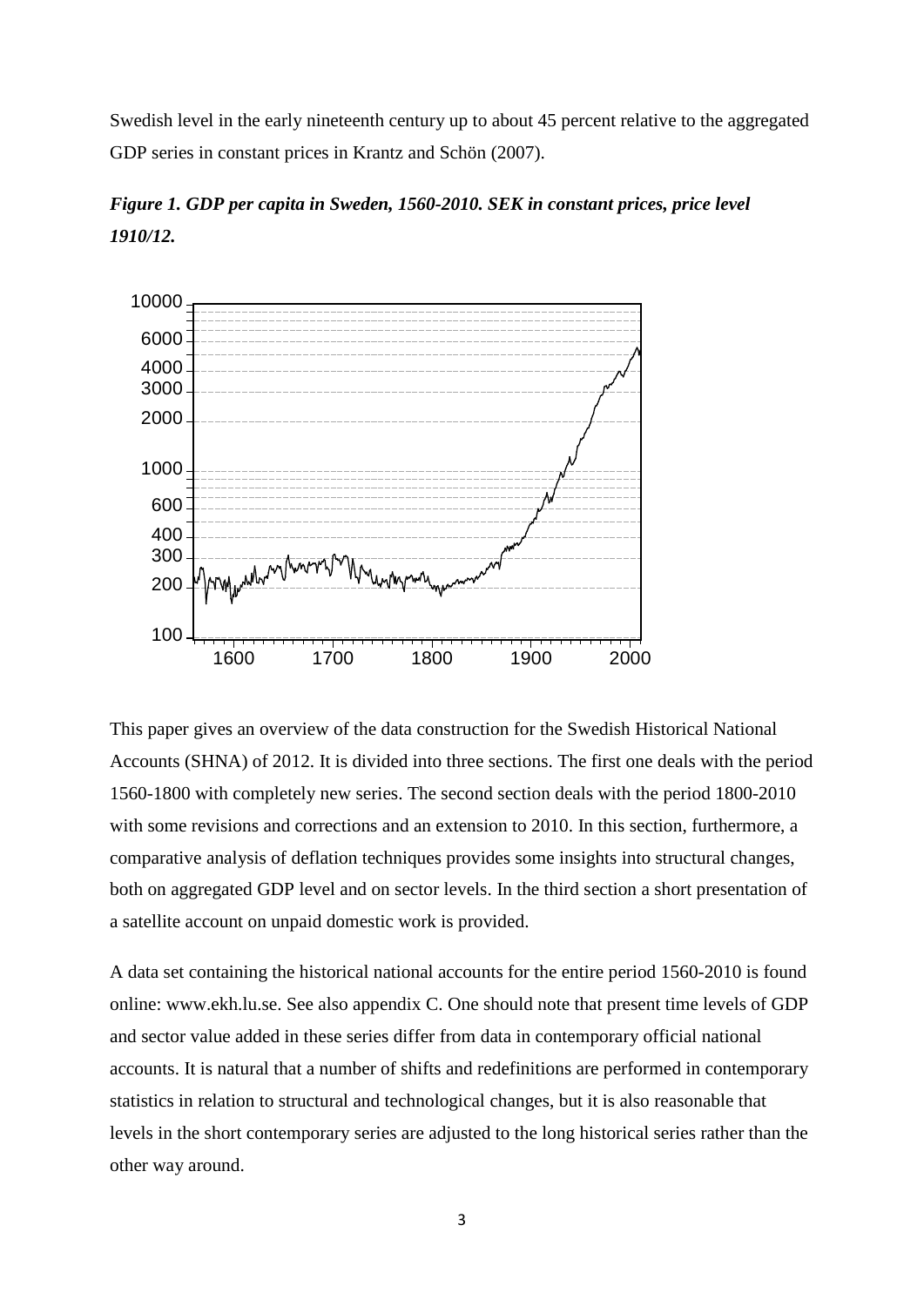Swedish level in the early nineteenth century up to about 45 percent relative to the aggregated GDP series in constant prices in Krantz and Schön (2007).

***Figure 1. GDP per capita in Sweden, 1560-2010. SEK in constant prices, price level 1910/12.***

This paper gives an overview of the data construction for the Swedish Historical National Accounts (SHNA) of 2012. It is divided into three sections. The first one deals with the period 1560-1800 with completely new series. The second section deals with the period 1800-2010 with some revisions and corrections and an extension to 2010. In this section, furthermore, a comparative analysis of deflation techniques provides some insights into structural changes, both on aggregated GDP level and on sector levels. In the third section a short presentation of a satellite account on unpaid domestic work is provided.

A data set containing the historical national accounts for the entire period 1560-2010 is found online: www.ekh.lu.se. See also appendix C. One should note that present time levels of GDP and sector value added in these series differ from data in contemporary official national accounts. It is natural that a number of shifts and redefinitions are performed in contemporary statistics in relation to structural and technological changes, but it is also reasonable that levels in the short contemporary series are adjusted to the long historical series rather than the other way around.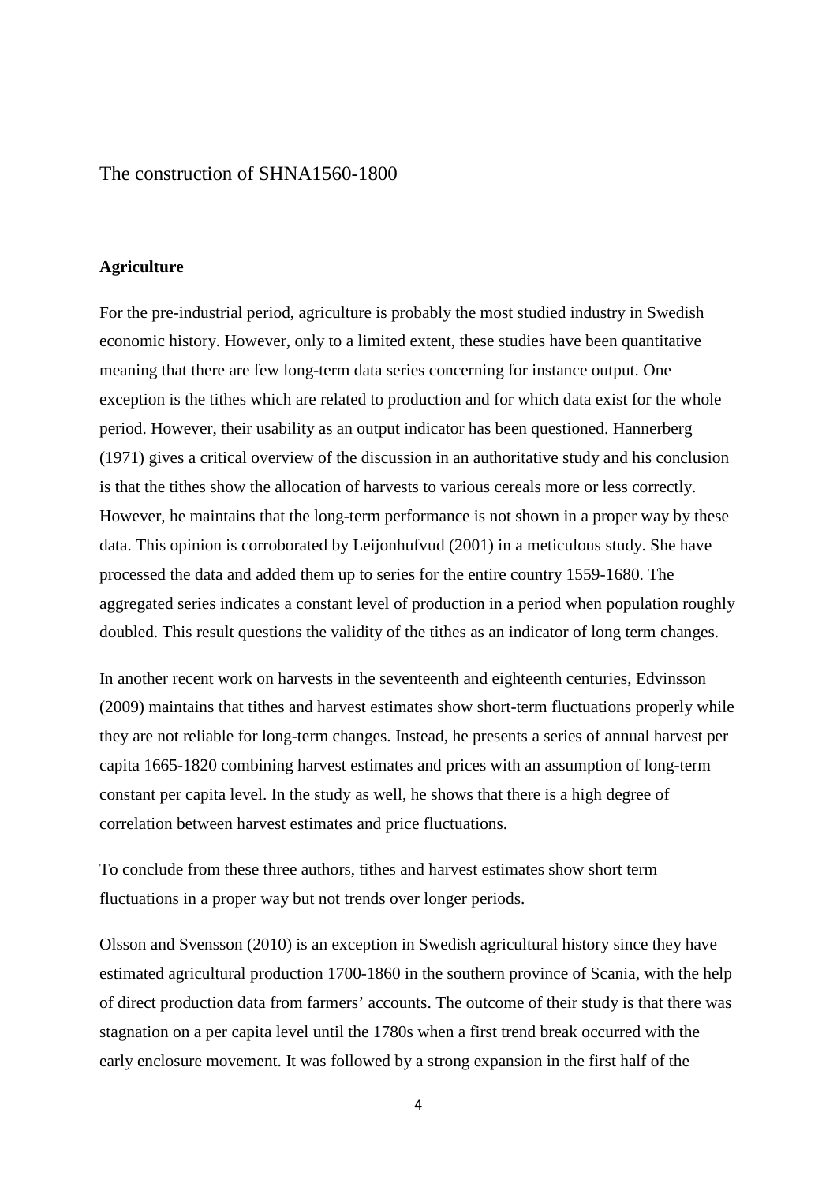# The construction of SHNA1560-1800

## Agriculture

For the pre-industrial period, agriculture is probably the most studied industry in Swedish economic history. However, only to a limited extent, these studies have been quantitative meaning that there are few long-term data series concerning for instance output. One exception is the tithes which are related to production and for which data exist for the whole period. However, their usability as an output indicator has been questioned. Hannerberg (1971) gives a critical overview of the discussion in an authoritative study and his conclusion is that the tithes show the allocation of harvests to various cereals more or less correctly. However, he maintains that the long-term performance is not shown in a proper way by these data. This opinion is corroborated by Leijonhufvud (2001) in a meticulous study. She have processed the data and added them up to series for the entire country 1559-1680. The aggregated series indicates a constant level of production in a period when population roughly doubled. This result questions the validity of the tithes as an indicator of long term changes.

In another recent work on harvests in the seventeenth and eighteenth centuries, Edvinsson (2009) maintains that tithes and harvest estimates show short-term fluctuations properly while they are not reliable for long-term changes. Instead, he presents a series of annual harvest per capita 1665-1820 combining harvest estimates and prices with an assumption of long-term constant per capita level. In the study as well, he shows that there is a high degree of correlation between harvest estimates and price fluctuations.

To conclude from these three authors, tithes and harvest estimates show short term fluctuations in a proper way but not trends over longer periods.

Olsson and Svensson (2010) is an exception in Swedish agricultural history since they have estimated agricultural production 1700-1860 in the southern province of Scania, with the help of direct production data from farmers' accounts. The outcome of their study is that there was stagnation on a per capita level until the 1780s when a first trend break occurred with the early enclosure movement. It was followed by a strong expansion in the first half of the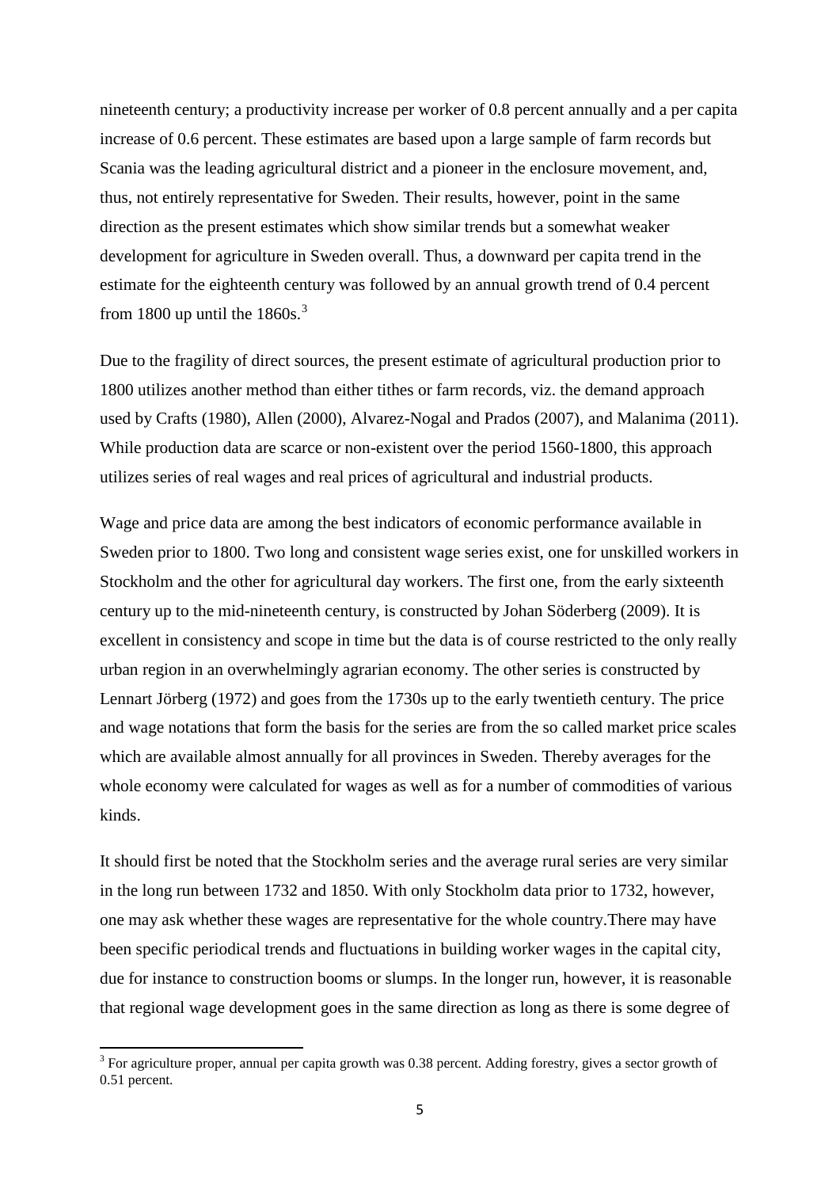nineteenth century; a productivity increase per worker of 0.8 percent annually and a per capita increase of 0.6 percent. These estimates are based upon a large sample of farm records but Scania was the leading agricultural district and a pioneer in the enclosure movement, and, thus, not entirely representative for Sweden. Their results, however, point in the same direction as the present estimates which show similar trends but a somewhat weaker development for agriculture in Sweden overall. Thus, a downward per capita trend in the estimate for the eighteenth century was followed by an annual growth trend of 0.4 percent from 1800 up until the 1860s.[3]

Due to the fragility of direct sources, the present estimate of agricultural production prior to 1800 utilizes another method than either tithes or farm records, viz. the demand approach used by Crafts (1980), Allen (2000), Alvarez-Nogal and Prados (2007), and Malanima (2011). While production data are scarce or non-existent over the period 1560-1800, this approach utilizes series of real wages and real prices of agricultural and industrial products.

Wage and price data are among the best indicators of economic performance available in Sweden prior to 1800. Two long and consistent wage series exist, one for unskilled workers in Stockholm and the other for agricultural day workers. The first one, from the early sixteenth century up to the mid-nineteenth century, is constructed by Johan Söderberg (2009). It is excellent in consistency and scope in time but the data is of course restricted to the only really urban region in an overwhelmingly agrarian economy. The other series is constructed by Lennart Jörberg (1972) and goes from the 1730s up to the early twentieth century. The price and wage notations that form the basis for the series are from the so called market price scales which are available almost annually for all provinces in Sweden. Thereby averages for the whole economy were calculated for wages as well as for a number of commodities of various kinds.

It should first be noted that the Stockholm series and the average rural series are very similar in the long run between 1732 and 1850. With only Stockholm data prior to 1732, however, one may ask whether these wages are representative for the whole country.There may have been specific periodical trends and fluctuations in building worker wages in the capital city, due for instance to construction booms or slumps. In the longer run, however, it is reasonable that regional wage development goes in the same direction as long as there is some degree of

[3] For agriculture proper, annual per capita growth was 0.38 percent. Adding forestry, gives a sector growth of 0.51 percent.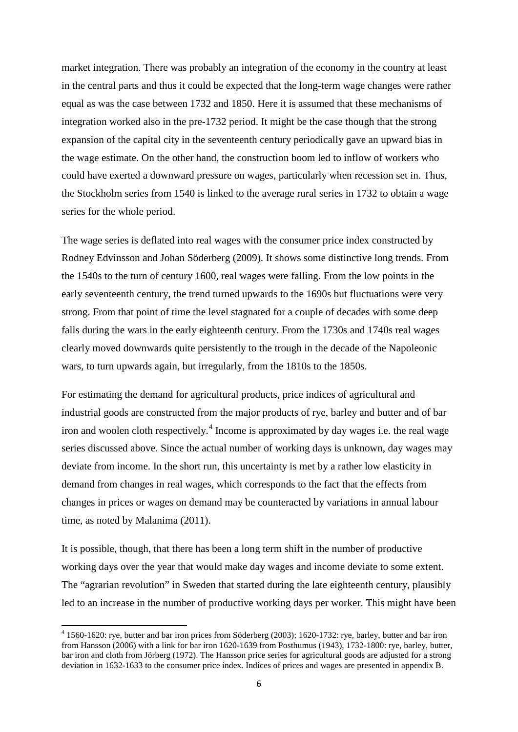market integration. There was probably an integration of the economy in the country at least in the central parts and thus it could be expected that the long-term wage changes were rather equal as was the case between 1732 and 1850. Here it is assumed that these mechanisms of integration worked also in the pre-1732 period. It might be the case though that the strong expansion of the capital city in the seventeenth century periodically gave an upward bias in the wage estimate. On the other hand, the construction boom led to inflow of workers who could have exerted a downward pressure on wages, particularly when recession set in. Thus, the Stockholm series from 1540 is linked to the average rural series in 1732 to obtain a wage series for the whole period.

The wage series is deflated into real wages with the consumer price index constructed by Rodney Edvinsson and Johan Söderberg (2009). It shows some distinctive long trends. From the 1540s to the turn of century 1600, real wages were falling. From the low points in the early seventeenth century, the trend turned upwards to the 1690s but fluctuations were very strong. From that point of time the level stagnated for a couple of decades with some deep falls during the wars in the early eighteenth century. From the 1730s and 1740s real wages clearly moved downwards quite persistently to the trough in the decade of the Napoleonic wars, to turn upwards again, but irregularly, from the 1810s to the 1850s.

For estimating the demand for agricultural products, price indices of agricultural and industrial goods are constructed from the major products of rye, barley and butter and of bar iron and woolen cloth respectively.[4] Income is approximated by day wages i.e. the real wage series discussed above. Since the actual number of working days is unknown, day wages may deviate from income. In the short run, this uncertainty is met by a rather low elasticity in demand from changes in real wages, which corresponds to the fact that the effects from changes in prices or wages on demand may be counteracted by variations in annual labour time, as noted by Malanima (2011).

It is possible, though, that there has been a long term shift in the number of productive working days over the year that would make day wages and income deviate to some extent. The "agrarian revolution" in Sweden that started during the late eighteenth century, plausibly led to an increase in the number of productive working days per worker. This might have been

[4] 1560-1620: rye, butter and bar iron prices from Söderberg (2003); 1620-1732: rye, barley, butter and bar iron from Hansson (2006) with a link for bar iron 1620-1639 from Posthumus (1943), 1732-1800: rye, barley, butter, bar iron and cloth from Jörberg (1972). The Hansson price series for agricultural goods are adjusted for a strong deviation in 1632-1633 to the consumer price index. Indices of prices and wages are presented in appendix B.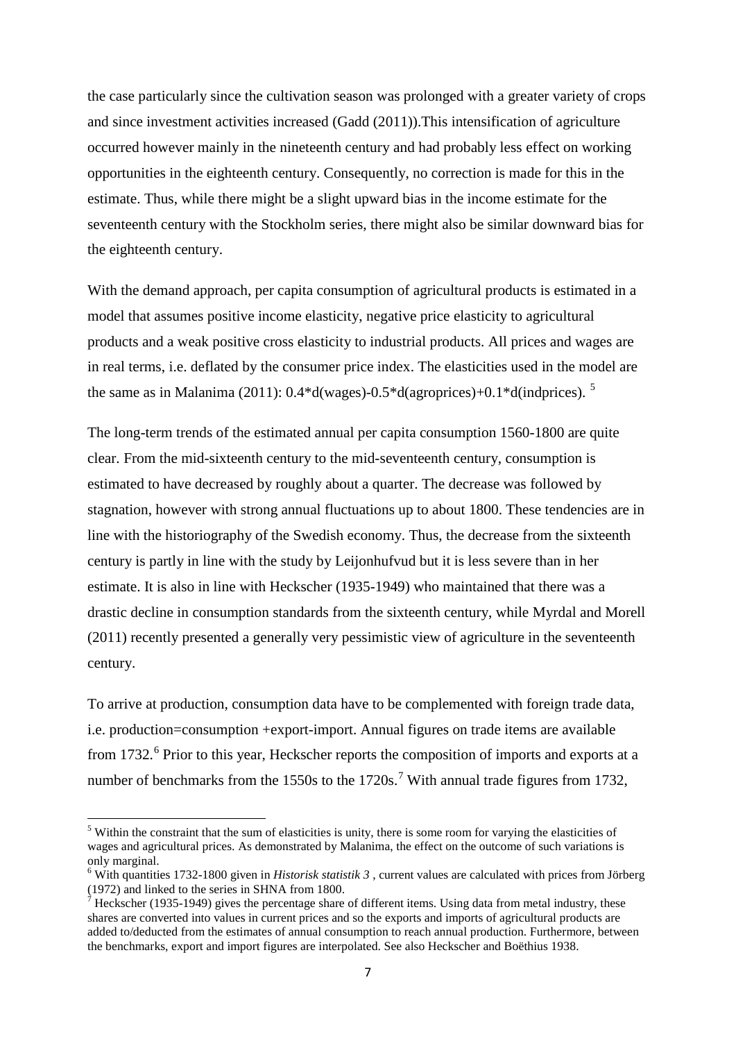the case particularly since the cultivation season was prolonged with a greater variety of crops and since investment activities increased (Gadd (2011)).This intensification of agriculture occurred however mainly in the nineteenth century and had probably less effect on working opportunities in the eighteenth century. Consequently, no correction is made for this in the estimate. Thus, while there might be a slight upward bias in the income estimate for the seventeenth century with the Stockholm series, there might also be similar downward bias for the eighteenth century.

With the demand approach, per capita consumption of agricultural products is estimated in a model that assumes positive income elasticity, negative price elasticity to agricultural products and a weak positive cross elasticity to industrial products. All prices and wages are in real terms, i.e. deflated by the consumer price index. The elasticities used in the model are the same as in Malanima (2011): 0.4*d(wages)-0.5*d(agroprices)+0.1*d(indprices). [5]

The long-term trends of the estimated annual per capita consumption 1560-1800 are quite clear. From the mid-sixteenth century to the mid-seventeenth century, consumption is estimated to have decreased by roughly about a quarter. The decrease was followed by stagnation, however with strong annual fluctuations up to about 1800. These tendencies are in line with the historiography of the Swedish economy. Thus, the decrease from the sixteenth century is partly in line with the study by Leijonhufvud but it is less severe than in her estimate. It is also in line with Heckscher (1935-1949) who maintained that there was a drastic decline in consumption standards from the sixteenth century, while Myrdal and Morell (2011) recently presented a generally very pessimistic view of agriculture in the seventeenth century.

To arrive at production, consumption data have to be complemented with foreign trade data, i.e. production=consumption +export-import. Annual figures on trade items are available from 1732.[6] Prior to this year, Heckscher reports the composition of imports and exports at a number of benchmarks from the 1550s to the 1720s.[7] With annual trade figures from 1732,

[5] Within the constraint that the sum of elasticities is unity, there is some room for varying the elasticities of wages and agricultural prices. As demonstrated by Malanima, the effect on the outcome of such variations is only marginal.

[6] With quantities 1732-1800 given in *Historisk statistik 3* , current values are calculated with prices from Jörberg (1972) and linked to the series in SHNA from 1800.

[7] Heckscher (1935-1949) gives the percentage share of different items. Using data from metal industry, these shares are converted into values in current prices and so the exports and imports of agricultural products are added to/deducted from the estimates of annual consumption to reach annual production. Furthermore, between the benchmarks, export and import figures are interpolated. See also Heckscher and Boëthius 1938.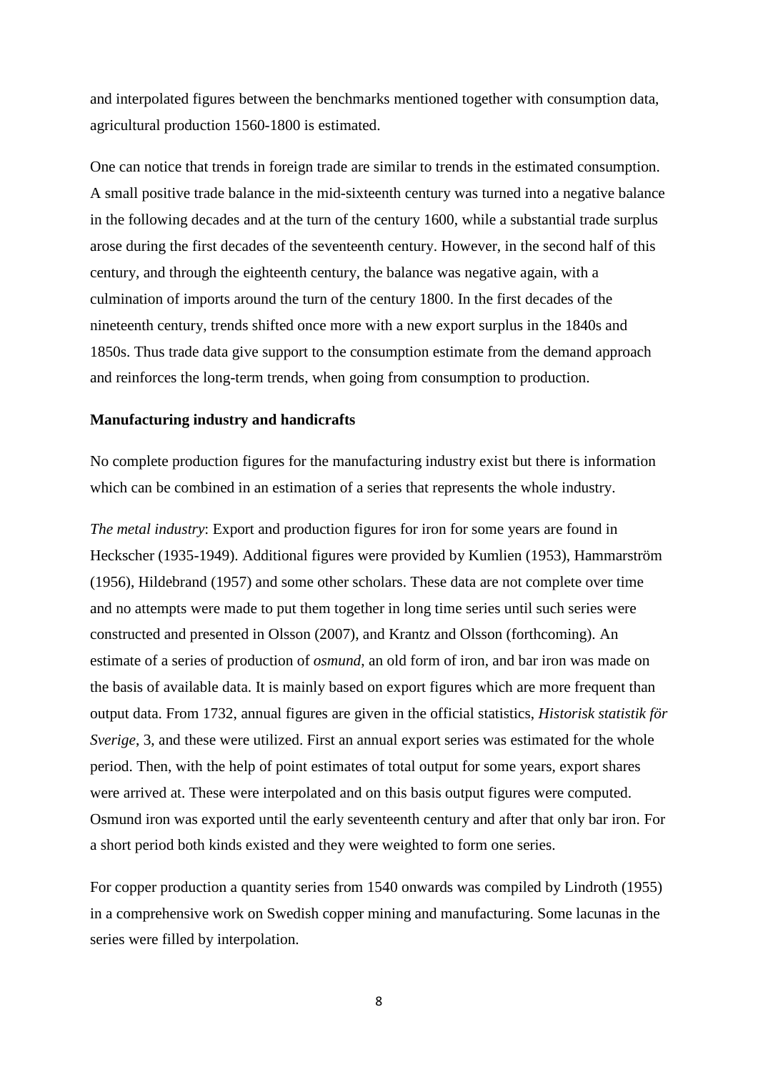and interpolated figures between the benchmarks mentioned together with consumption data, agricultural production 1560-1800 is estimated.

One can notice that trends in foreign trade are similar to trends in the estimated consumption. A small positive trade balance in the mid-sixteenth century was turned into a negative balance in the following decades and at the turn of the century 1600, while a substantial trade surplus arose during the first decades of the seventeenth century. However, in the second half of this century, and through the eighteenth century, the balance was negative again, with a culmination of imports around the turn of the century 1800. In the first decades of the nineteenth century, trends shifted once more with a new export surplus in the 1840s and 1850s. Thus trade data give support to the consumption estimate from the demand approach and reinforces the long-term trends, when going from consumption to production.

**Manufacturing industry and handicrafts**

No complete production figures for the manufacturing industry exist but there is information which can be combined in an estimation of a series that represents the whole industry.

*The metal industry*: Export and production figures for iron for some years are found in Heckscher (1935-1949). Additional figures were provided by Kumlien (1953), Hammarström (1956), Hildebrand (1957) and some other scholars. These data are not complete over time and no attempts were made to put them together in long time series until such series were constructed and presented in Olsson (2007), and Krantz and Olsson (forthcoming). An estimate of a series of production of *osmund*, an old form of iron, and bar iron was made on the basis of available data. It is mainly based on export figures which are more frequent than output data. From 1732, annual figures are given in the official statistics, *Historisk statistik för Sverige*, 3, and these were utilized. First an annual export series was estimated for the whole period. Then, with the help of point estimates of total output for some years, export shares were arrived at. These were interpolated and on this basis output figures were computed. Osmund iron was exported until the early seventeenth century and after that only bar iron. For a short period both kinds existed and they were weighted to form one series.

For copper production a quantity series from 1540 onwards was compiled by Lindroth (1955) in a comprehensive work on Swedish copper mining and manufacturing. Some lacunas in the series were filled by interpolation.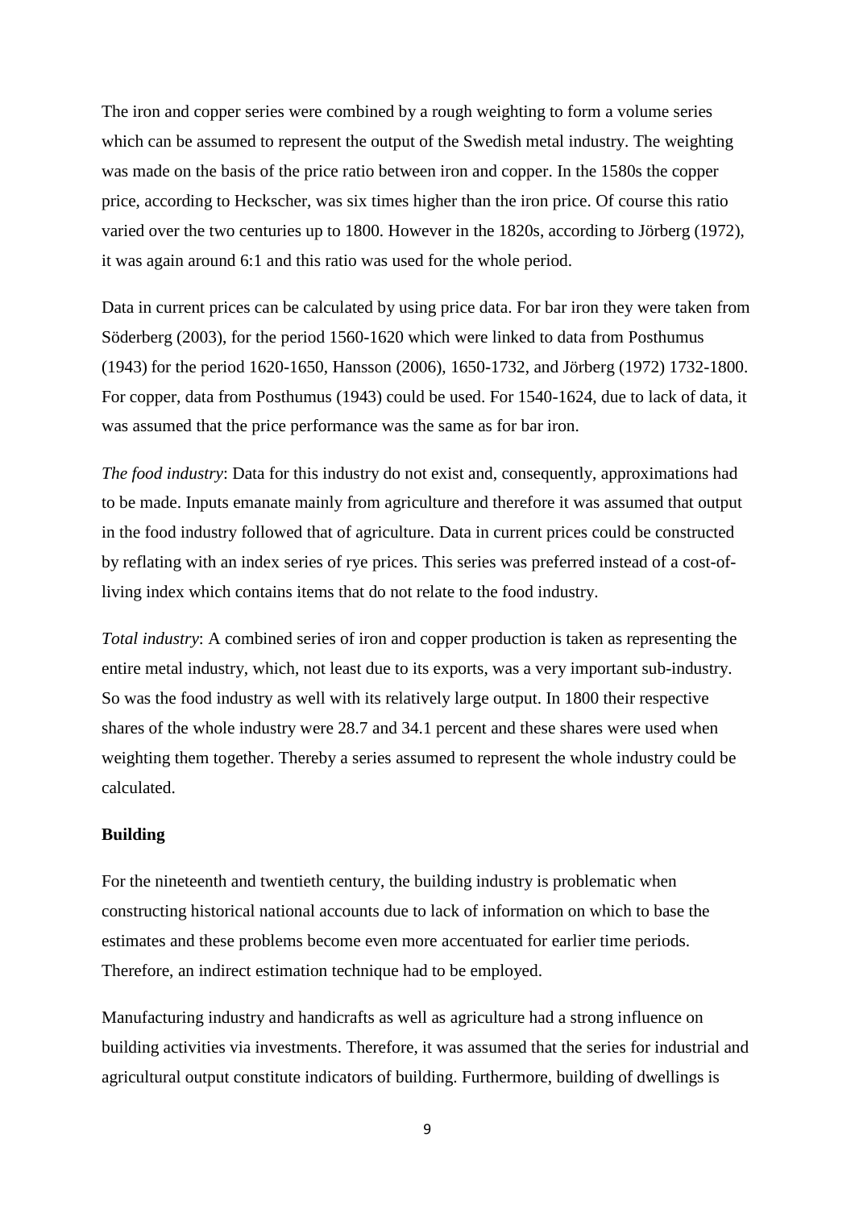The iron and copper series were combined by a rough weighting to form a volume series which can be assumed to represent the output of the Swedish metal industry. The weighting was made on the basis of the price ratio between iron and copper. In the 1580s the copper price, according to Heckscher, was six times higher than the iron price. Of course this ratio varied over the two centuries up to 1800. However in the 1820s, according to Jörberg (1972), it was again around 6:1 and this ratio was used for the whole period.

Data in current prices can be calculated by using price data. For bar iron they were taken from Söderberg (2003), for the period 1560-1620 which were linked to data from Posthumus (1943) for the period 1620-1650, Hansson (2006), 1650-1732, and Jörberg (1972) 1732-1800. For copper, data from Posthumus (1943) could be used. For 1540-1624, due to lack of data, it was assumed that the price performance was the same as for bar iron.

*The food industry*: Data for this industry do not exist and, consequently, approximations had to be made. Inputs emanate mainly from agriculture and therefore it was assumed that output in the food industry followed that of agriculture. Data in current prices could be constructed by reflating with an index series of rye prices. This series was preferred instead of a cost-of-living index which contains items that do not relate to the food industry.

*Total industry*: A combined series of iron and copper production is taken as representing the entire metal industry, which, not least due to its exports, was a very important sub-industry. So was the food industry as well with its relatively large output. In 1800 their respective shares of the whole industry were 28.7 and 34.1 percent and these shares were used when weighting them together. Thereby a series assumed to represent the whole industry could be calculated.

**Building**

For the nineteenth and twentieth century, the building industry is problematic when constructing historical national accounts due to lack of information on which to base the estimates and these problems become even more accentuated for earlier time periods. Therefore, an indirect estimation technique had to be employed.

Manufacturing industry and handicrafts as well as agriculture had a strong influence on building activities via investments. Therefore, it was assumed that the series for industrial and agricultural output constitute indicators of building. Furthermore, building of dwellings is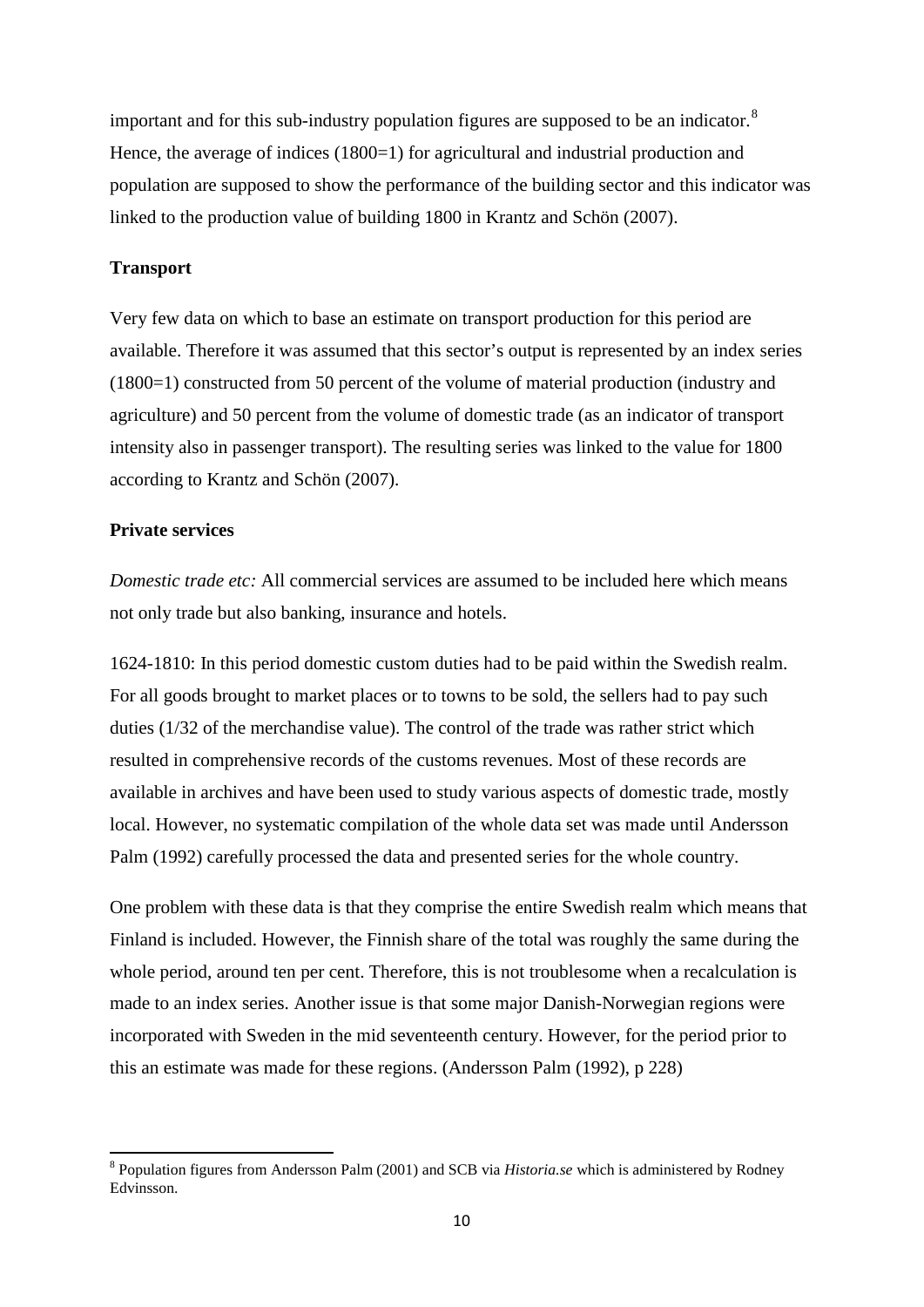important and for this sub-industry population figures are supposed to be an indicator.[8] Hence, the average of indices (1800=1) for agricultural and industrial production and population are supposed to show the performance of the building sector and this indicator was linked to the production value of building 1800 in Krantz and Schön (2007).

**Transport**

Very few data on which to base an estimate on transport production for this period are available. Therefore it was assumed that this sector's output is represented by an index series (1800=1) constructed from 50 percent of the volume of material production (industry and agriculture) and 50 percent from the volume of domestic trade (as an indicator of transport intensity also in passenger transport). The resulting series was linked to the value for 1800 according to Krantz and Schön (2007).

**Private services**

*Domestic trade etc:* All commercial services are assumed to be included here which means not only trade but also banking, insurance and hotels.

1624-1810: In this period domestic custom duties had to be paid within the Swedish realm. For all goods brought to market places or to towns to be sold, the sellers had to pay such duties (1/32 of the merchandise value). The control of the trade was rather strict which resulted in comprehensive records of the customs revenues. Most of these records are available in archives and have been used to study various aspects of domestic trade, mostly local. However, no systematic compilation of the whole data set was made until Andersson Palm (1992) carefully processed the data and presented series for the whole country.

One problem with these data is that they comprise the entire Swedish realm which means that Finland is included. However, the Finnish share of the total was roughly the same during the whole period, around ten per cent. Therefore, this is not troublesome when a recalculation is made to an index series. Another issue is that some major Danish-Norwegian regions were incorporated with Sweden in the mid seventeenth century. However, for the period prior to this an estimate was made for these regions. (Andersson Palm (1992), p 228)

---

[8] Population figures from Andersson Palm (2001) and SCB via *Historia.se* which is administered by Rodney Edvinsson.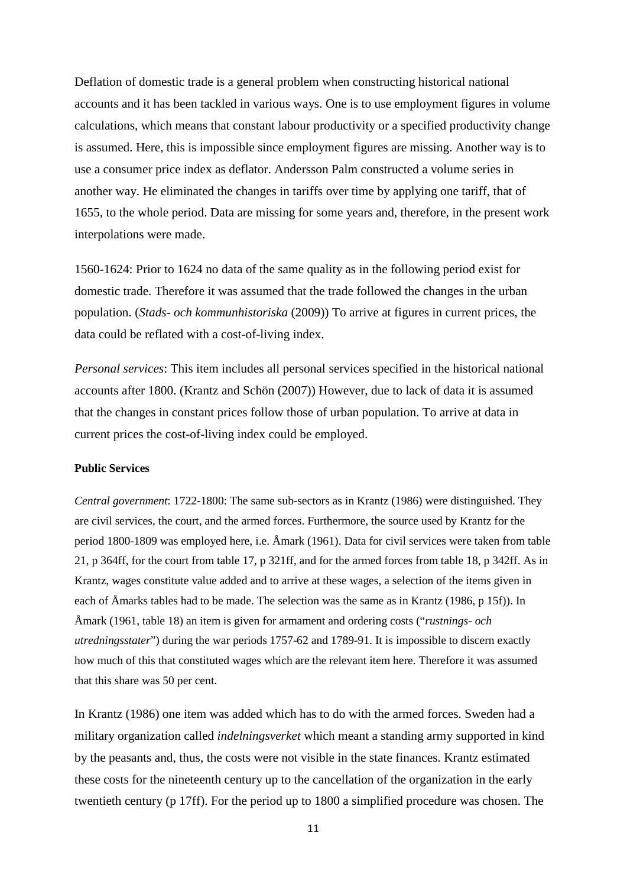Deflation of domestic trade is a general problem when constructing historical national accounts and it has been tackled in various ways. One is to use employment figures in volume calculations, which means that constant labour productivity or a specified productivity change is assumed. Here, this is impossible since employment figures are missing. Another way is to use a consumer price index as deflator. Andersson Palm constructed a volume series in another way. He eliminated the changes in tariffs over time by applying one tariff, that of 1655, to the whole period. Data are missing for some years and, therefore, in the present work interpolations were made.

1560-1624: Prior to 1624 no data of the same quality as in the following period exist for domestic trade. Therefore it was assumed that the trade followed the changes in the urban population. (*Stads- och kommunhistoriska* (2009)) To arrive at figures in current prices, the data could be reflated with a cost-of-living index.

*Personal services*: This item includes all personal services specified in the historical national accounts after 1800. (Krantz and Schön (2007)) However, due to lack of data it is assumed that the changes in constant prices follow those of urban population. To arrive at data in current prices the cost-of-living index could be employed.

#### Public Services

*Central government*: 1722-1800: The same sub-sectors as in Krantz (1986) were distinguished. They are civil services, the court, and the armed forces. Furthermore, the source used by Krantz for the period 1800-1809 was employed here, i.e. Åmark (1961). Data for civil services were taken from table 21, p 364ff, for the court from table 17, p 321ff, and for the armed forces from table 18, p 342ff. As in Krantz, wages constitute value added and to arrive at these wages, a selection of the items given in each of Åmarks tables had to be made. The selection was the same as in Krantz (1986, p 15f)). In Åmark (1961, table 18) an item is given for armament and ordering costs ("*rustnings- och utredningsstater*") during the war periods 1757-62 and 1789-91. It is impossible to discern exactly how much of this that constituted wages which are the relevant item here. Therefore it was assumed that this share was 50 per cent.

In Krantz (1986) one item was added which has to do with the armed forces. Sweden had a military organization called *indelningsverket* which meant a standing army supported in kind by the peasants and, thus, the costs were not visible in the state finances. Krantz estimated these costs for the nineteenth century up to the cancellation of the organization in the early twentieth century (p 17ff). For the period up to 1800 a simplified procedure was chosen. The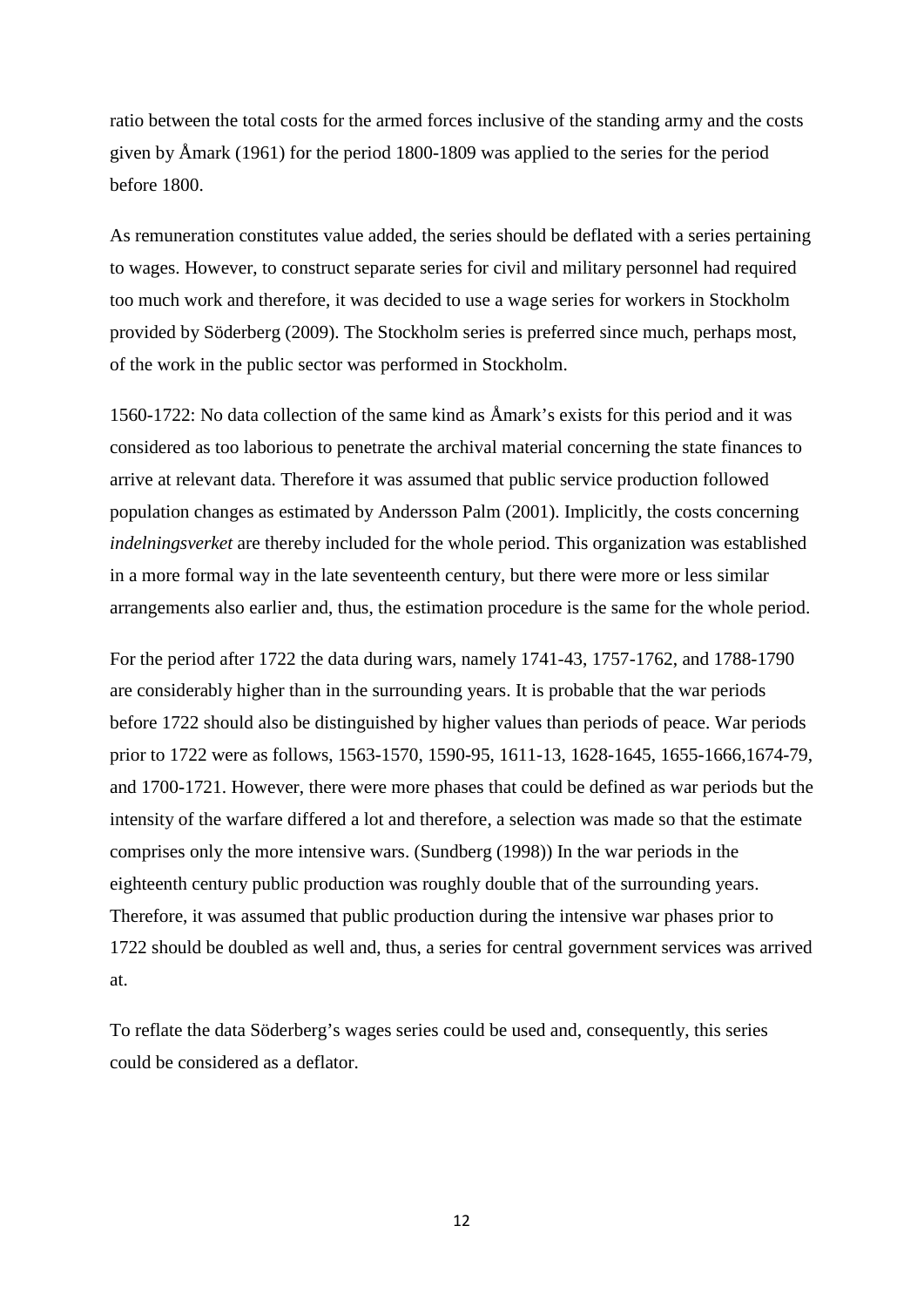ratio between the total costs for the armed forces inclusive of the standing army and the costs given by Åmark (1961) for the period 1800-1809 was applied to the series for the period before 1800.

As remuneration constitutes value added, the series should be deflated with a series pertaining to wages. However, to construct separate series for civil and military personnel had required too much work and therefore, it was decided to use a wage series for workers in Stockholm provided by Söderberg (2009). The Stockholm series is preferred since much, perhaps most, of the work in the public sector was performed in Stockholm.

1560-1722: No data collection of the same kind as Åmark's exists for this period and it was considered as too laborious to penetrate the archival material concerning the state finances to arrive at relevant data. Therefore it was assumed that public service production followed population changes as estimated by Andersson Palm (2001). Implicitly, the costs concerning *indelningsverket* are thereby included for the whole period. This organization was established in a more formal way in the late seventeenth century, but there were more or less similar arrangements also earlier and, thus, the estimation procedure is the same for the whole period.

For the period after 1722 the data during wars, namely 1741-43, 1757-1762, and 1788-1790 are considerably higher than in the surrounding years. It is probable that the war periods before 1722 should also be distinguished by higher values than periods of peace. War periods prior to 1722 were as follows, 1563-1570, 1590-95, 1611-13, 1628-1645, 1655-1666,1674-79, and 1700-1721. However, there were more phases that could be defined as war periods but the intensity of the warfare differed a lot and therefore, a selection was made so that the estimate comprises only the more intensive wars. (Sundberg (1998)) In the war periods in the eighteenth century public production was roughly double that of the surrounding years. Therefore, it was assumed that public production during the intensive war phases prior to 1722 should be doubled as well and, thus, a series for central government services was arrived at.

To reflate the data Söderberg's wages series could be used and, consequently, this series could be considered as a deflator.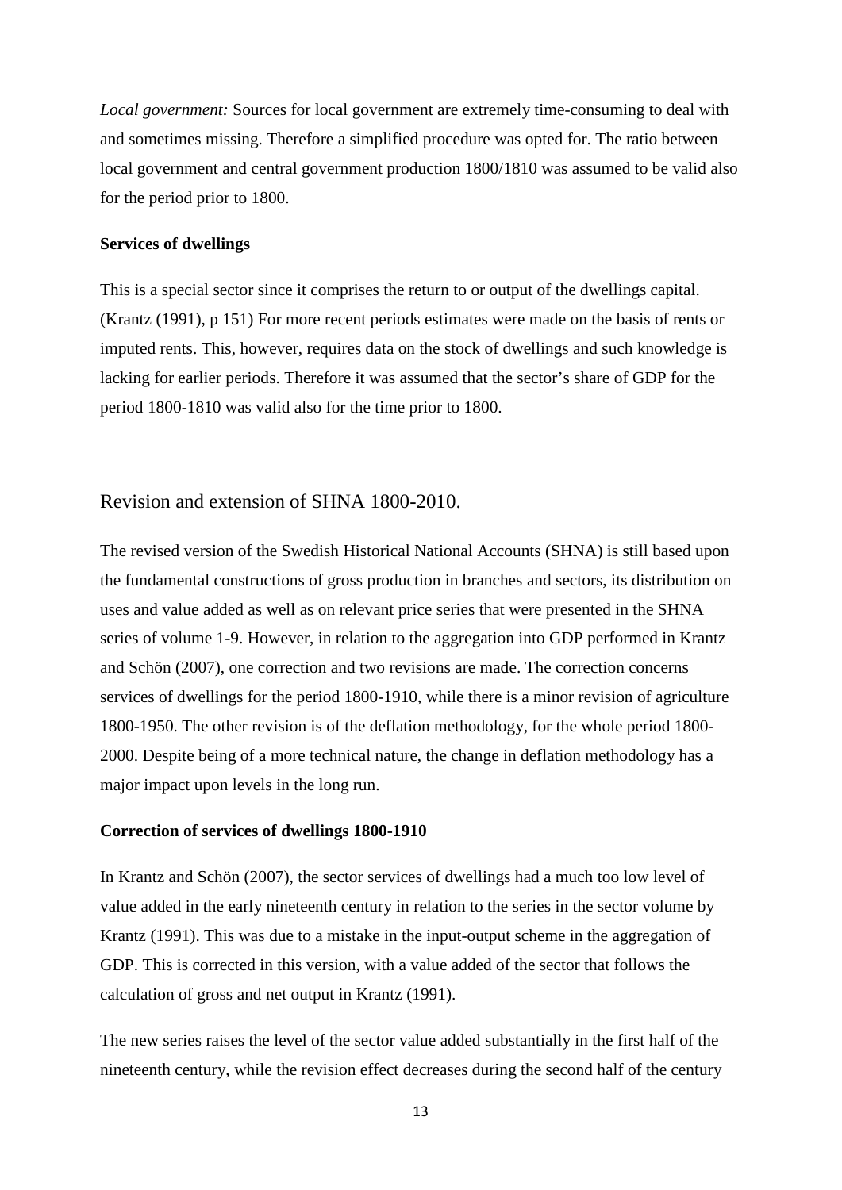*Local government:* Sources for local government are extremely time-consuming to deal with and sometimes missing. Therefore a simplified procedure was opted for. The ratio between local government and central government production 1800/1810 was assumed to be valid also for the period prior to 1800.

### Services of dwellings

This is a special sector since it comprises the return to or output of the dwellings capital. (Krantz (1991), p 151) For more recent periods estimates were made on the basis of rents or imputed rents. This, however, requires data on the stock of dwellings and such knowledge is lacking for earlier periods. Therefore it was assumed that the sector's share of GDP for the period 1800-1810 was valid also for the time prior to 1800.

## Revision and extension of SHNA 1800-2010.

The revised version of the Swedish Historical National Accounts (SHNA) is still based upon the fundamental constructions of gross production in branches and sectors, its distribution on uses and value added as well as on relevant price series that were presented in the SHNA series of volume 1-9. However, in relation to the aggregation into GDP performed in Krantz and Schön (2007), one correction and two revisions are made. The correction concerns services of dwellings for the period 1800-1910, while there is a minor revision of agriculture 1800-1950. The other revision is of the deflation methodology, for the whole period 1800-2000. Despite being of a more technical nature, the change in deflation methodology has a major impact upon levels in the long run.

### Correction of services of dwellings 1800-1910

In Krantz and Schön (2007), the sector services of dwellings had a much too low level of value added in the early nineteenth century in relation to the series in the sector volume by Krantz (1991). This was due to a mistake in the input-output scheme in the aggregation of GDP. This is corrected in this version, with a value added of the sector that follows the calculation of gross and net output in Krantz (1991).

The new series raises the level of the sector value added substantially in the first half of the nineteenth century, while the revision effect decreases during the second half of the century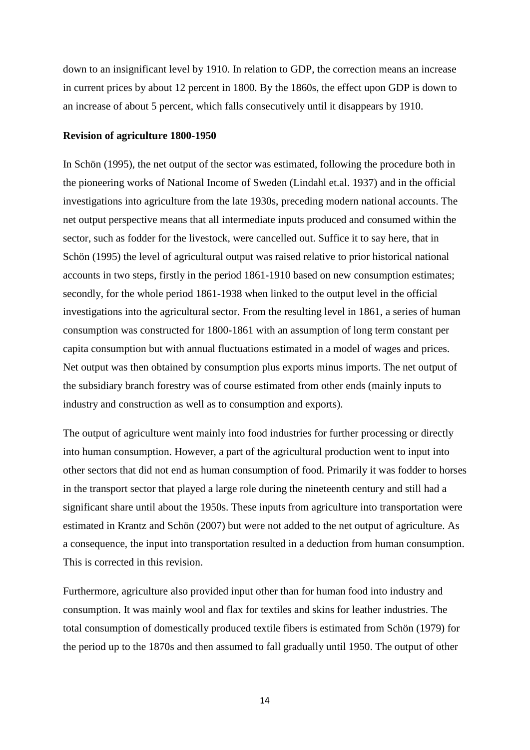down to an insignificant level by 1910. In relation to GDP, the correction means an increase in current prices by about 12 percent in 1800. By the 1860s, the effect upon GDP is down to an increase of about 5 percent, which falls consecutively until it disappears by 1910.

**Revision of agriculture 1800-1950**

In Schön (1995), the net output of the sector was estimated, following the procedure both in the pioneering works of National Income of Sweden (Lindahl et.al. 1937) and in the official investigations into agriculture from the late 1930s, preceding modern national accounts. The net output perspective means that all intermediate inputs produced and consumed within the sector, such as fodder for the livestock, were cancelled out. Suffice it to say here, that in Schön (1995) the level of agricultural output was raised relative to prior historical national accounts in two steps, firstly in the period 1861-1910 based on new consumption estimates; secondly, for the whole period 1861-1938 when linked to the output level in the official investigations into the agricultural sector. From the resulting level in 1861, a series of human consumption was constructed for 1800-1861 with an assumption of long term constant per capita consumption but with annual fluctuations estimated in a model of wages and prices. Net output was then obtained by consumption plus exports minus imports. The net output of the subsidiary branch forestry was of course estimated from other ends (mainly inputs to industry and construction as well as to consumption and exports).

The output of agriculture went mainly into food industries for further processing or directly into human consumption. However, a part of the agricultural production went to input into other sectors that did not end as human consumption of food. Primarily it was fodder to horses in the transport sector that played a large role during the nineteenth century and still had a significant share until about the 1950s. These inputs from agriculture into transportation were estimated in Krantz and Schön (2007) but were not added to the net output of agriculture. As a consequence, the input into transportation resulted in a deduction from human consumption. This is corrected in this revision.

Furthermore, agriculture also provided input other than for human food into industry and consumption. It was mainly wool and flax for textiles and skins for leather industries. The total consumption of domestically produced textile fibers is estimated from Schön (1979) for the period up to the 1870s and then assumed to fall gradually until 1950. The output of other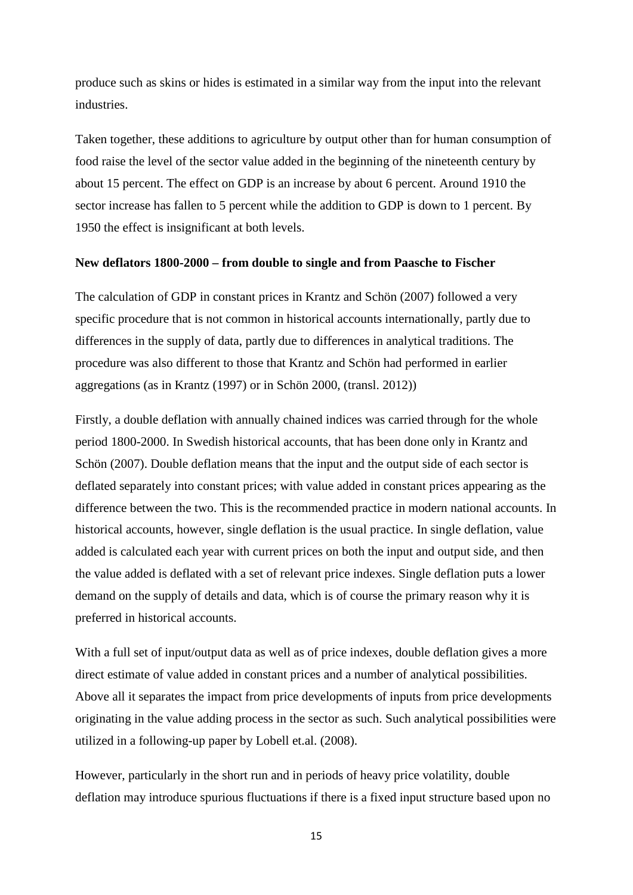produce such as skins or hides is estimated in a similar way from the input into the relevant industries.

Taken together, these additions to agriculture by output other than for human consumption of food raise the level of the sector value added in the beginning of the nineteenth century by about 15 percent. The effect on GDP is an increase by about 6 percent. Around 1910 the sector increase has fallen to 5 percent while the addition to GDP is down to 1 percent. By 1950 the effect is insignificant at both levels.

**New deflators 1800-2000 – from double to single and from Paasche to Fischer**

The calculation of GDP in constant prices in Krantz and Schön (2007) followed a very specific procedure that is not common in historical accounts internationally, partly due to differences in the supply of data, partly due to differences in analytical traditions. The procedure was also different to those that Krantz and Schön had performed in earlier aggregations (as in Krantz (1997) or in Schön 2000, (transl. 2012))

Firstly, a double deflation with annually chained indices was carried through for the whole period 1800-2000. In Swedish historical accounts, that has been done only in Krantz and Schön (2007). Double deflation means that the input and the output side of each sector is deflated separately into constant prices; with value added in constant prices appearing as the difference between the two. This is the recommended practice in modern national accounts. In historical accounts, however, single deflation is the usual practice. In single deflation, value added is calculated each year with current prices on both the input and output side, and then the value added is deflated with a set of relevant price indexes. Single deflation puts a lower demand on the supply of details and data, which is of course the primary reason why it is preferred in historical accounts.

With a full set of input/output data as well as of price indexes, double deflation gives a more direct estimate of value added in constant prices and a number of analytical possibilities. Above all it separates the impact from price developments of inputs from price developments originating in the value adding process in the sector as such. Such analytical possibilities were utilized in a following-up paper by Lobell et.al. (2008).

However, particularly in the short run and in periods of heavy price volatility, double deflation may introduce spurious fluctuations if there is a fixed input structure based upon no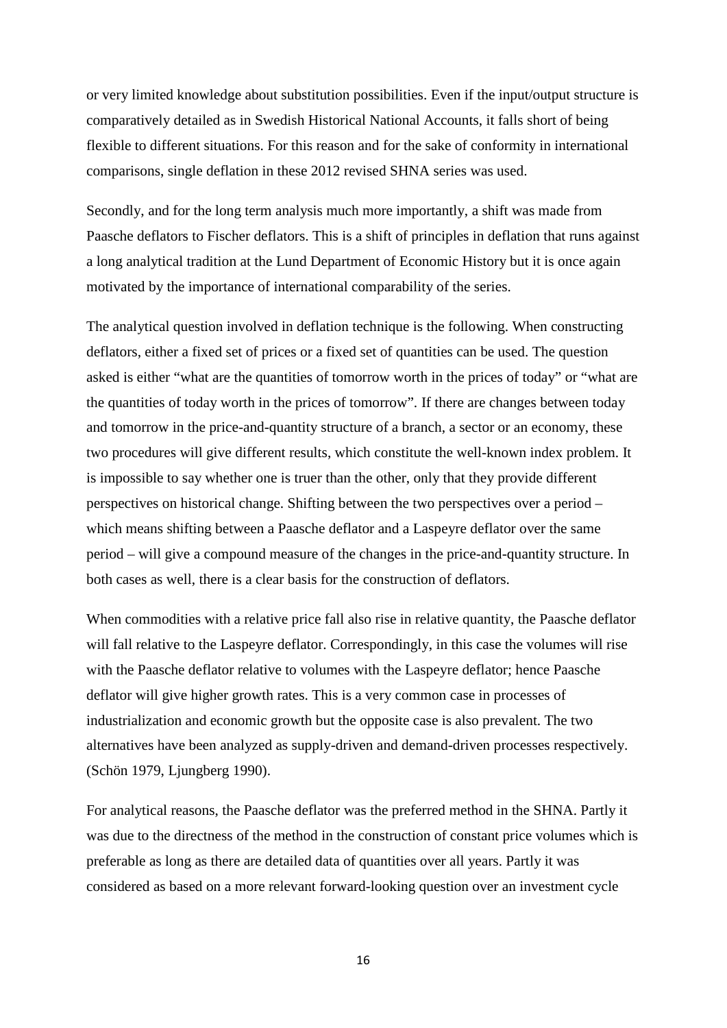or very limited knowledge about substitution possibilities. Even if the input/output structure is comparatively detailed as in Swedish Historical National Accounts, it falls short of being flexible to different situations. For this reason and for the sake of conformity in international comparisons, single deflation in these 2012 revised SHNA series was used.

Secondly, and for the long term analysis much more importantly, a shift was made from Paasche deflators to Fischer deflators. This is a shift of principles in deflation that runs against a long analytical tradition at the Lund Department of Economic History but it is once again motivated by the importance of international comparability of the series.

The analytical question involved in deflation technique is the following. When constructing deflators, either a fixed set of prices or a fixed set of quantities can be used. The question asked is either "what are the quantities of tomorrow worth in the prices of today" or "what are the quantities of today worth in the prices of tomorrow". If there are changes between today and tomorrow in the price-and-quantity structure of a branch, a sector or an economy, these two procedures will give different results, which constitute the well-known index problem. It is impossible to say whether one is truer than the other, only that they provide different perspectives on historical change. Shifting between the two perspectives over a period – which means shifting between a Paasche deflator and a Laspeyre deflator over the same period – will give a compound measure of the changes in the price-and-quantity structure. In both cases as well, there is a clear basis for the construction of deflators.

When commodities with a relative price fall also rise in relative quantity, the Paasche deflator will fall relative to the Laspeyre deflator. Correspondingly, in this case the volumes will rise with the Paasche deflator relative to volumes with the Laspeyre deflator; hence Paasche deflator will give higher growth rates. This is a very common case in processes of industrialization and economic growth but the opposite case is also prevalent. The two alternatives have been analyzed as supply-driven and demand-driven processes respectively. (Schön 1979, Ljungberg 1990).

For analytical reasons, the Paasche deflator was the preferred method in the SHNA. Partly it was due to the directness of the method in the construction of constant price volumes which is preferable as long as there are detailed data of quantities over all years. Partly it was considered as based on a more relevant forward-looking question over an investment cycle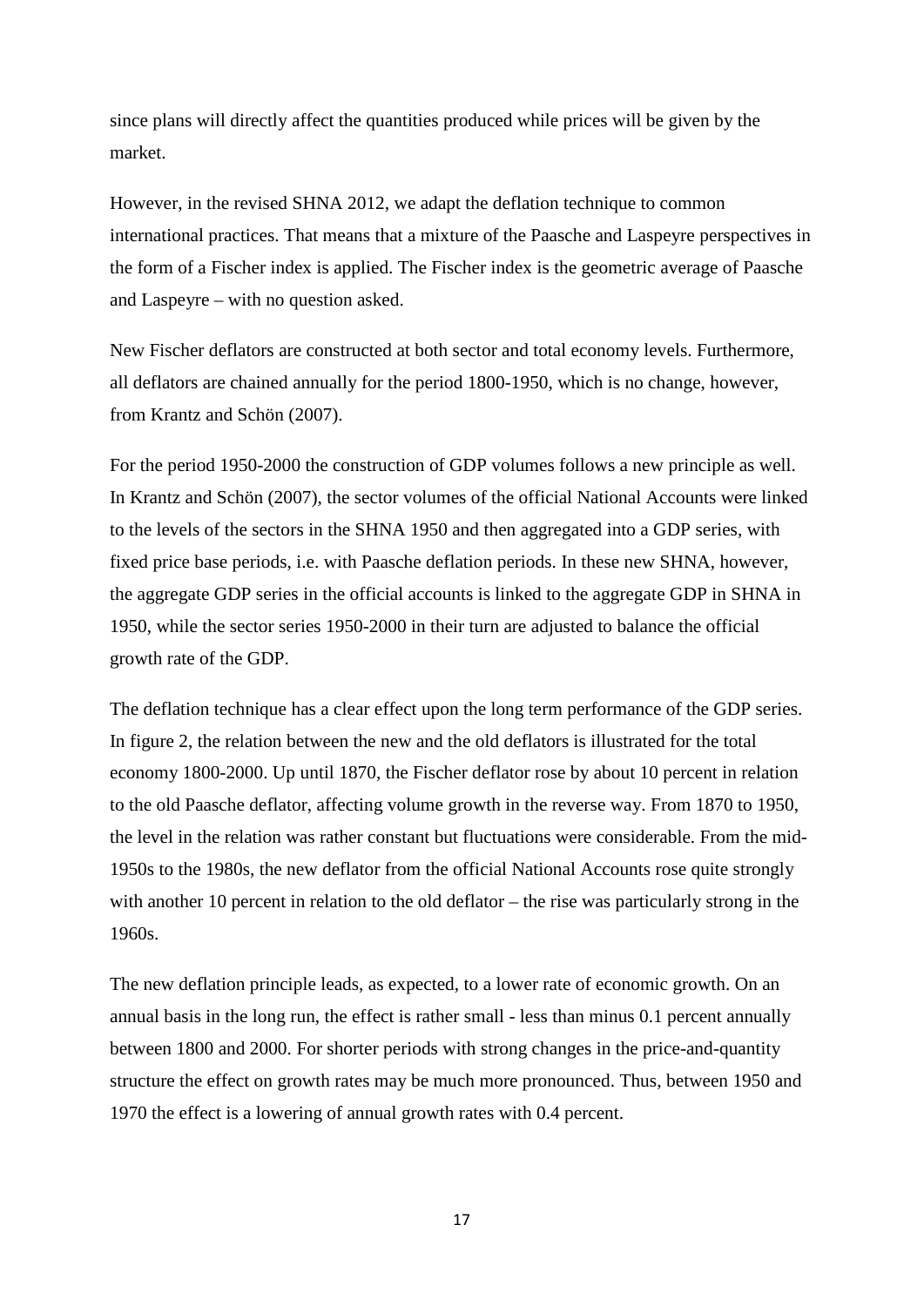since plans will directly affect the quantities produced while prices will be given by the market.

However, in the revised SHNA 2012, we adapt the deflation technique to common international practices. That means that a mixture of the Paasche and Laspeyre perspectives in the form of a Fischer index is applied. The Fischer index is the geometric average of Paasche and Laspeyre – with no question asked.

New Fischer deflators are constructed at both sector and total economy levels. Furthermore, all deflators are chained annually for the period 1800-1950, which is no change, however, from Krantz and Schön (2007).

For the period 1950-2000 the construction of GDP volumes follows a new principle as well. In Krantz and Schön (2007), the sector volumes of the official National Accounts were linked to the levels of the sectors in the SHNA 1950 and then aggregated into a GDP series, with fixed price base periods, i.e. with Paasche deflation periods. In these new SHNA, however, the aggregate GDP series in the official accounts is linked to the aggregate GDP in SHNA in 1950, while the sector series 1950-2000 in their turn are adjusted to balance the official growth rate of the GDP.

The deflation technique has a clear effect upon the long term performance of the GDP series. In figure 2, the relation between the new and the old deflators is illustrated for the total economy 1800-2000. Up until 1870, the Fischer deflator rose by about 10 percent in relation to the old Paasche deflator, affecting volume growth in the reverse way. From 1870 to 1950, the level in the relation was rather constant but fluctuations were considerable. From the mid-1950s to the 1980s, the new deflator from the official National Accounts rose quite strongly with another 10 percent in relation to the old deflator – the rise was particularly strong in the 1960s.

The new deflation principle leads, as expected, to a lower rate of economic growth. On an annual basis in the long run, the effect is rather small - less than minus 0.1 percent annually between 1800 and 2000. For shorter periods with strong changes in the price-and-quantity structure the effect on growth rates may be much more pronounced. Thus, between 1950 and 1970 the effect is a lowering of annual growth rates with 0.4 percent.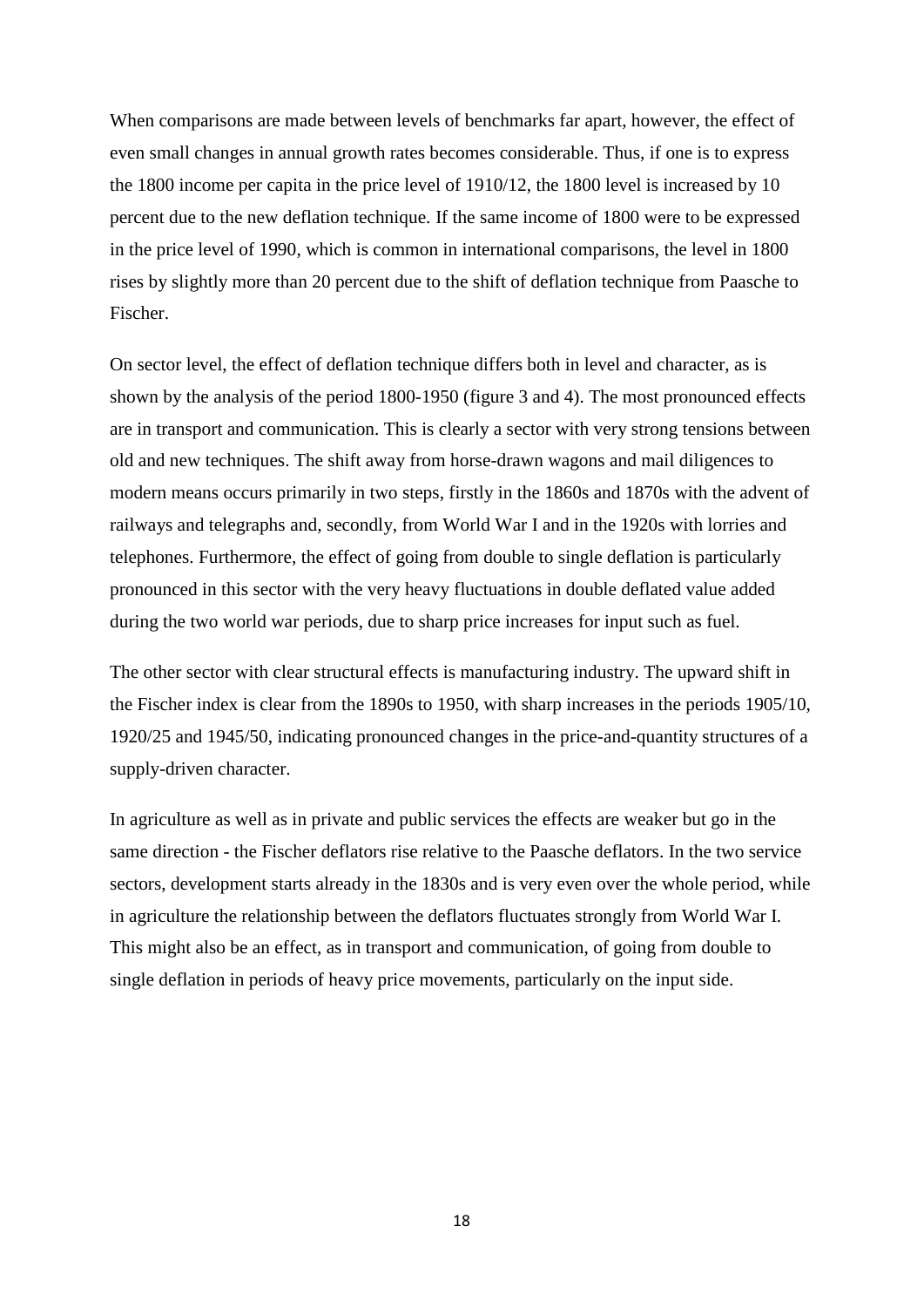When comparisons are made between levels of benchmarks far apart, however, the effect of even small changes in annual growth rates becomes considerable. Thus, if one is to express the 1800 income per capita in the price level of 1910/12, the 1800 level is increased by 10 percent due to the new deflation technique. If the same income of 1800 were to be expressed in the price level of 1990, which is common in international comparisons, the level in 1800 rises by slightly more than 20 percent due to the shift of deflation technique from Paasche to Fischer.

On sector level, the effect of deflation technique differs both in level and character, as is shown by the analysis of the period 1800-1950 (figure 3 and 4). The most pronounced effects are in transport and communication. This is clearly a sector with very strong tensions between old and new techniques. The shift away from horse-drawn wagons and mail diligences to modern means occurs primarily in two steps, firstly in the 1860s and 1870s with the advent of railways and telegraphs and, secondly, from World War I and in the 1920s with lorries and telephones. Furthermore, the effect of going from double to single deflation is particularly pronounced in this sector with the very heavy fluctuations in double deflated value added during the two world war periods, due to sharp price increases for input such as fuel.

The other sector with clear structural effects is manufacturing industry. The upward shift in the Fischer index is clear from the 1890s to 1950, with sharp increases in the periods 1905/10, 1920/25 and 1945/50, indicating pronounced changes in the price-and-quantity structures of a supply-driven character.

In agriculture as well as in private and public services the effects are weaker but go in the same direction - the Fischer deflators rise relative to the Paasche deflators. In the two service sectors, development starts already in the 1830s and is very even over the whole period, while in agriculture the relationship between the deflators fluctuates strongly from World War I. This might also be an effect, as in transport and communication, of going from double to single deflation in periods of heavy price movements, particularly on the input side.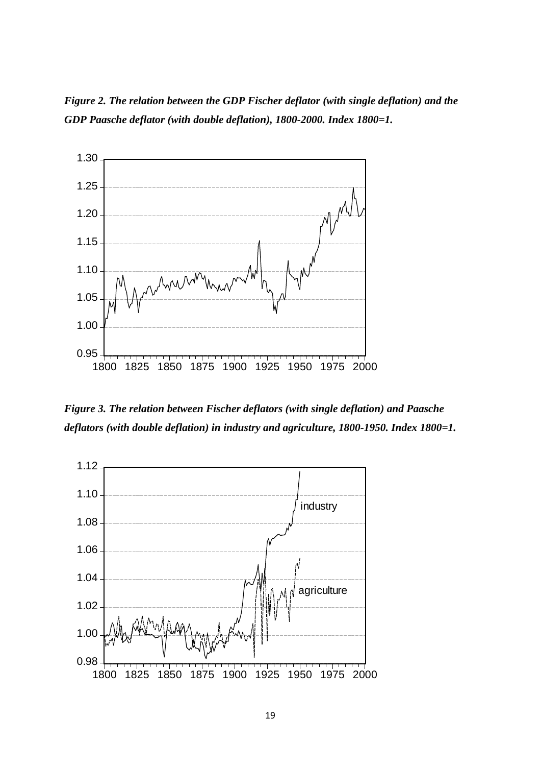*Figure 2. The relation between the GDP Fischer deflator (with single deflation) and the GDP Paasche deflator (with double deflation), 1800-2000. Index 1800=1.*

*Figure 3. The relation between Fischer deflators (with single deflation) and Paasche deflators (with double deflation) in industry and agriculture, 1800-1950. Index 1800=1.*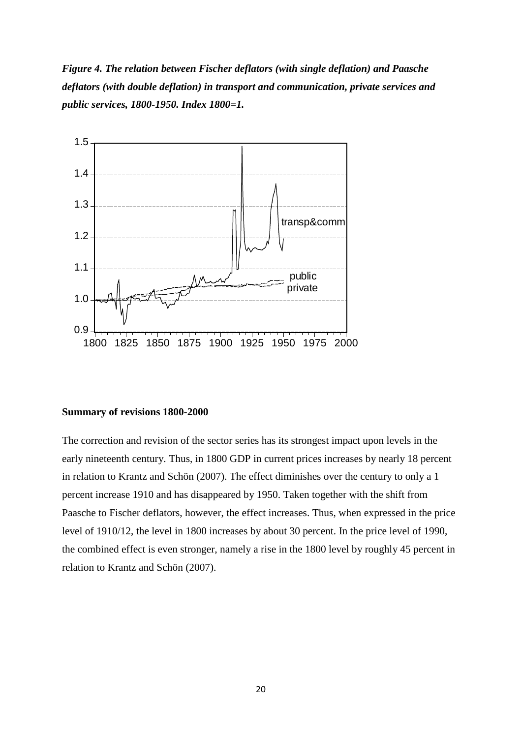*Figure 4. The relation between Fischer deflators (with single deflation) and Paasche deflators (with double deflation) in transport and communication, private services and public services, 1800-1950. Index 1800=1.*

**Summary of revisions 1800-2000**

The correction and revision of the sector series has its strongest impact upon levels in the early nineteenth century. Thus, in 1800 GDP in current prices increases by nearly 18 percent in relation to Krantz and Schön (2007). The effect diminishes over the century to only a 1 percent increase 1910 and has disappeared by 1950. Taken together with the shift from Paasche to Fischer deflators, however, the effect increases. Thus, when expressed in the price level of 1910/12, the level in 1800 increases by about 30 percent. In the price level of 1990, the combined effect is even stronger, namely a rise in the 1800 level by roughly 45 percent in relation to Krantz and Schön (2007).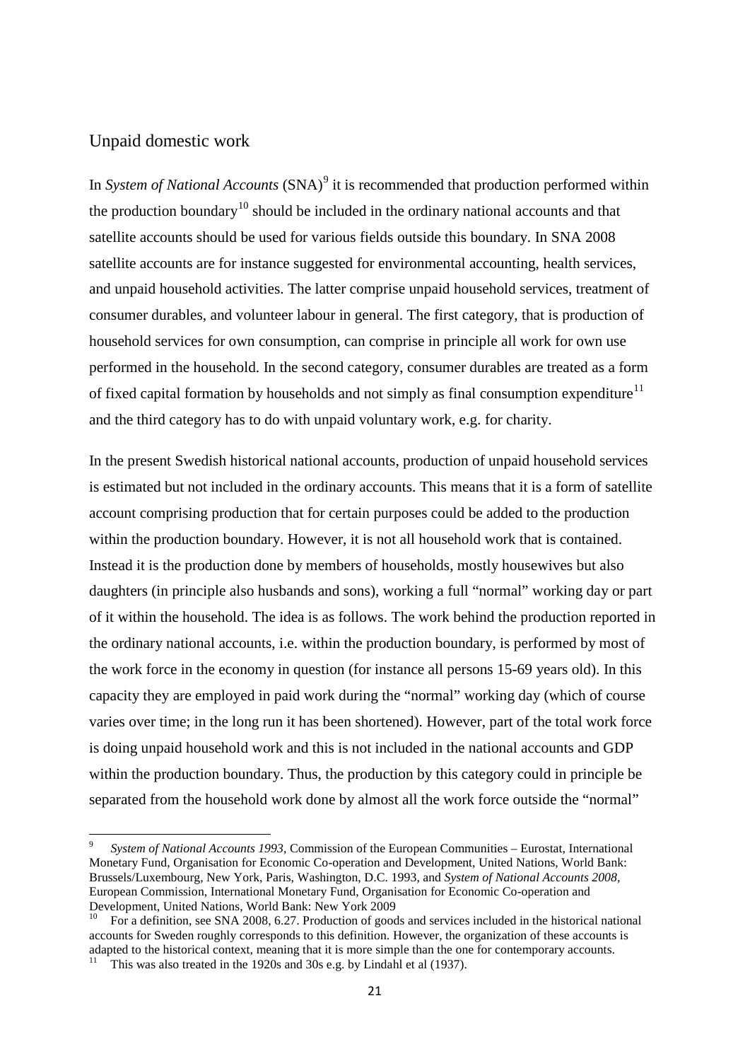## Unpaid domestic work

In *System of National Accounts* (SNA)[9] it is recommended that production performed within the production boundary[10] should be included in the ordinary national accounts and that satellite accounts should be used for various fields outside this boundary. In SNA 2008 satellite accounts are for instance suggested for environmental accounting, health services, and unpaid household activities. The latter comprise unpaid household services, treatment of consumer durables, and volunteer labour in general. The first category, that is production of household services for own consumption, can comprise in principle all work for own use performed in the household. In the second category, consumer durables are treated as a form of fixed capital formation by households and not simply as final consumption expenditure[11] and the third category has to do with unpaid voluntary work, e.g. for charity.

In the present Swedish historical national accounts, production of unpaid household services is estimated but not included in the ordinary accounts. This means that it is a form of satellite account comprising production that for certain purposes could be added to the production within the production boundary. However, it is not all household work that is contained. Instead it is the production done by members of households, mostly housewives but also daughters (in principle also husbands and sons), working a full "normal" working day or part of it within the household. The idea is as follows. The work behind the production reported in the ordinary national accounts, i.e. within the production boundary, is performed by most of the work force in the economy in question (for instance all persons 15-69 years old). In this capacity they are employed in paid work during the "normal" working day (which of course varies over time; in the long run it has been shortened). However, part of the total work force is doing unpaid household work and this is not included in the national accounts and GDP within the production boundary. Thus, the production by this category could in principle be separated from the household work done by almost all the work force outside the "normal"

---

[9] *System of National Accounts 1993*, Commission of the European Communities – Eurostat, International Monetary Fund, Organisation for Economic Co-operation and Development, United Nations, World Bank: Brussels/Luxembourg, New York, Paris, Washington, D.C. 1993, and *System of National Accounts 2008*, European Commission, International Monetary Fund, Organisation for Economic Co-operation and Development, United Nations, World Bank: New York 2009

[10] For a definition, see SNA 2008, 6.27. Production of goods and services included in the historical national accounts for Sweden roughly corresponds to this definition. However, the organization of these accounts is adapted to the historical context, meaning that it is more simple than the one for contemporary accounts.

[11] This was also treated in the 1920s and 30s e.g. by Lindahl et al (1937).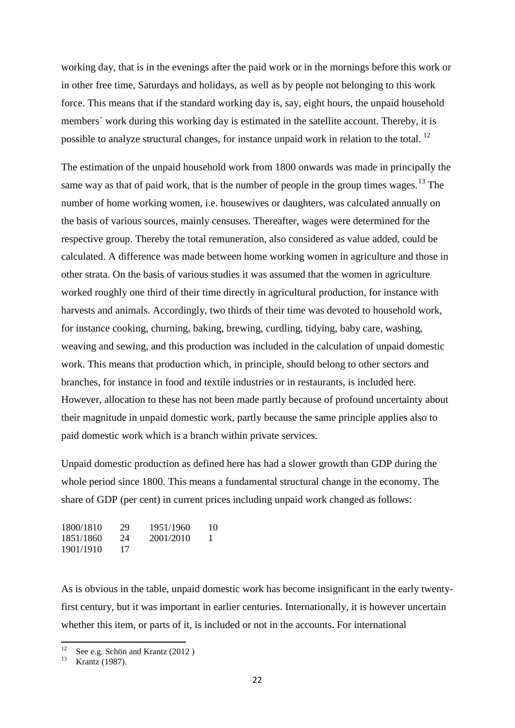working day, that is in the evenings after the paid work or in the mornings before this work or in other free time, Saturdays and holidays, as well as by people not belonging to this work force. This means that if the standard working day is, say, eight hours, the unpaid household members´ work during this working day is estimated in the satellite account. Thereby, it is possible to analyze structural changes, for instance unpaid work in relation to the total. [12]

The estimation of the unpaid household work from 1800 onwards was made in principally the same way as that of paid work, that is the number of people in the group times wages. [13] The number of home working women, i.e. housewives or daughters, was calculated annually on the basis of various sources, mainly censuses. Thereafter, wages were determined for the respective group. Thereby the total remuneration, also considered as value added, could be calculated. A difference was made between home working women in agriculture and those in other strata. On the basis of various studies it was assumed that the women in agriculture worked roughly one third of their time directly in agricultural production, for instance with harvests and animals. Accordingly, two thirds of their time was devoted to household work, for instance cooking, churning, baking, brewing, curdling, tidying, baby care, washing, weaving and sewing, and this production was included in the calculation of unpaid domestic work. This means that production which, in principle, should belong to other sectors and branches, for instance in food and textile industries or in restaurants, is included here. However, allocation to these has not been made partly because of profound uncertainty about their magnitude in unpaid domestic work, partly because the same principle applies also to paid domestic work which is a branch within private services.

Unpaid domestic production as defined here has had a slower growth than GDP during the whole period since 1800. This means a fundamental structural change in the economy. The share of GDP (per cent) in current prices including unpaid work changed as follows:

| | | | |
|---|---|---|---|
| 1800/1810 | 29 | 1951/1960 | 10 |
| 1851/1860 | 24 | 2001/2010 | 1 |
| 1901/1910 | 17 | | |

As is obvious in the table, unpaid domestic work has become insignificant in the early twenty-first century, but it was important in earlier centuries. Internationally, it is however uncertain whether this item, or parts of it, is included or not in the accounts. For international

[12] See e.g. Schön and Krantz (2012 )

[13] Krantz (1987).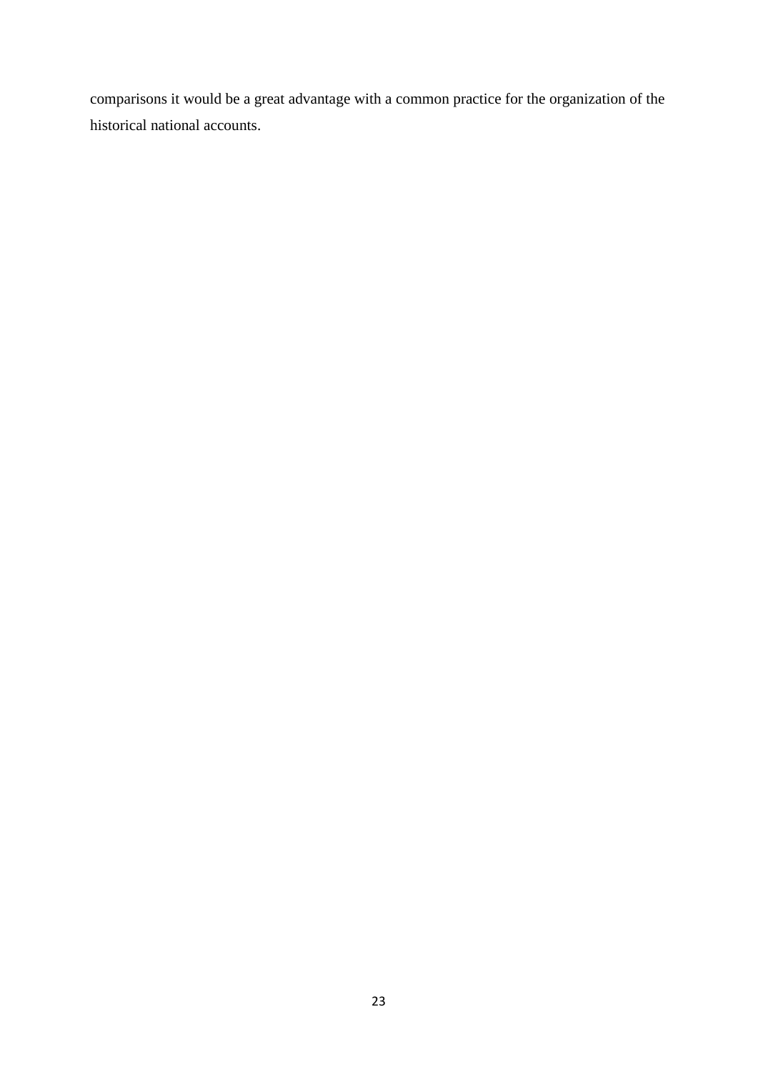comparisons it would be a great advantage with a common practice for the organization of the historical national accounts.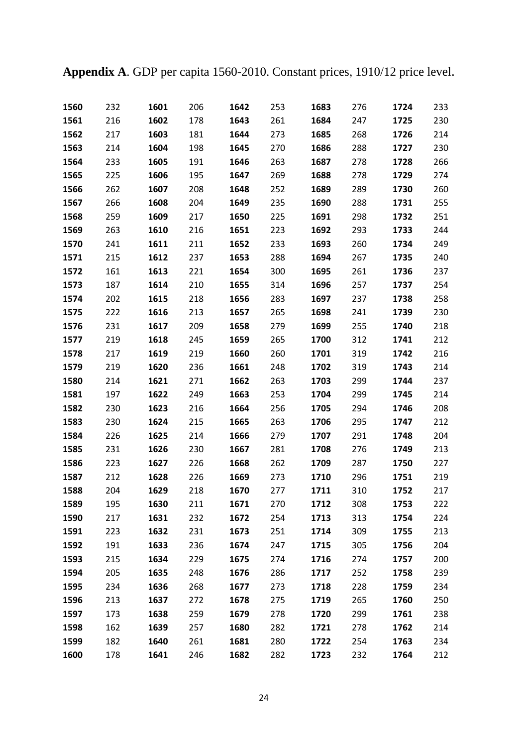**Appendix A**. GDP per capita 1560-2010. Constant prices, 1910/12 price level.

| | | | | | | | | | |
|---|---|---|---|---|---|---|---|---|---|
| **1560** | 232 | **1601** | 206 | **1642** | 253 | **1683** | 276 | **1724** | 233 |
| **1561** | 216 | **1602** | 178 | **1643** | 261 | **1684** | 247 | **1725** | 230 |
| **1562** | 217 | **1603** | 181 | **1644** | 273 | **1685** | 268 | **1726** | 214 |
| **1563** | 214 | **1604** | 198 | **1645** | 270 | **1686** | 288 | **1727** | 230 |
| **1564** | 233 | **1605** | 191 | **1646** | 263 | **1687** | 278 | **1728** | 266 |
| **1565** | 225 | **1606** | 195 | **1647** | 269 | **1688** | 278 | **1729** | 274 |
| **1566** | 262 | **1607** | 208 | **1648** | 252 | **1689** | 289 | **1730** | 260 |
| **1567** | 266 | **1608** | 204 | **1649** | 235 | **1690** | 288 | **1731** | 255 |
| **1568** | 259 | **1609** | 217 | **1650** | 225 | **1691** | 298 | **1732** | 251 |
| **1569** | 263 | **1610** | 216 | **1651** | 223 | **1692** | 293 | **1733** | 244 |
| **1570** | 241 | **1611** | 211 | **1652** | 233 | **1693** | 260 | **1734** | 249 |
| **1571** | 215 | **1612** | 237 | **1653** | 288 | **1694** | 267 | **1735** | 240 |
| **1572** | 161 | **1613** | 221 | **1654** | 300 | **1695** | 261 | **1736** | 237 |
| **1573** | 187 | **1614** | 210 | **1655** | 314 | **1696** | 257 | **1737** | 254 |
| **1574** | 202 | **1615** | 218 | **1656** | 283 | **1697** | 237 | **1738** | 258 |
| **1575** | 222 | **1616** | 213 | **1657** | 265 | **1698** | 241 | **1739** | 230 |
| **1576** | 231 | **1617** | 209 | **1658** | 279 | **1699** | 255 | **1740** | 218 |
| **1577** | 219 | **1618** | 245 | **1659** | 265 | **1700** | 312 | **1741** | 212 |
| **1578** | 217 | **1619** | 219 | **1660** | 260 | **1701** | 319 | **1742** | 216 |
| **1579** | 219 | **1620** | 236 | **1661** | 248 | **1702** | 319 | **1743** | 214 |
| **1580** | 214 | **1621** | 271 | **1662** | 263 | **1703** | 299 | **1744** | 237 |
| **1581** | 197 | **1622** | 249 | **1663** | 253 | **1704** | 299 | **1745** | 214 |
| **1582** | 230 | **1623** | 216 | **1664** | 256 | **1705** | 294 | **1746** | 208 |
| **1583** | 230 | **1624** | 215 | **1665** | 263 | **1706** | 295 | **1747** | 212 |
| **1584** | 226 | **1625** | 214 | **1666** | 279 | **1707** | 291 | **1748** | 204 |
| **1585** | 231 | **1626** | 230 | **1667** | 281 | **1708** | 276 | **1749** | 213 |
| **1586** | 223 | **1627** | 226 | **1668** | 262 | **1709** | 287 | **1750** | 227 |
| **1587** | 212 | **1628** | 226 | **1669** | 273 | **1710** | 296 | **1751** | 219 |
| **1588** | 204 | **1629** | 218 | **1670** | 277 | **1711** | 310 | **1752** | 217 |
| **1589** | 195 | **1630** | 211 | **1671** | 270 | **1712** | 308 | **1753** | 222 |
| **1590** | 217 | **1631** | 232 | **1672** | 254 | **1713** | 313 | **1754** | 224 |
| **1591** | 223 | **1632** | 231 | **1673** | 251 | **1714** | 309 | **1755** | 213 |
| **1592** | 191 | **1633** | 236 | **1674** | 247 | **1715** | 305 | **1756** | 204 |
| **1593** | 215 | **1634** | 229 | **1675** | 274 | **1716** | 274 | **1757** | 200 |
| **1594** | 205 | **1635** | 248 | **1676** | 286 | **1717** | 252 | **1758** | 239 |
| **1595** | 234 | **1636** | 268 | **1677** | 273 | **1718** | 228 | **1759** | 234 |
| **1596** | 213 | **1637** | 272 | **1678** | 275 | **1719** | 265 | **1760** | 250 |
| **1597** | 173 | **1638** | 259 | **1679** | 278 | **1720** | 299 | **1761** | 238 |
| **1598** | 162 | **1639** | 257 | **1680** | 282 | **1721** | 278 | **1762** | 214 |
| **1599** | 182 | **1640** | 261 | **1681** | 280 | **1722** | 254 | **1763** | 234 |
| **1600** | 178 | **1641** | 246 | **1682** | 282 | **1723** | 232 | **1764** | 212 |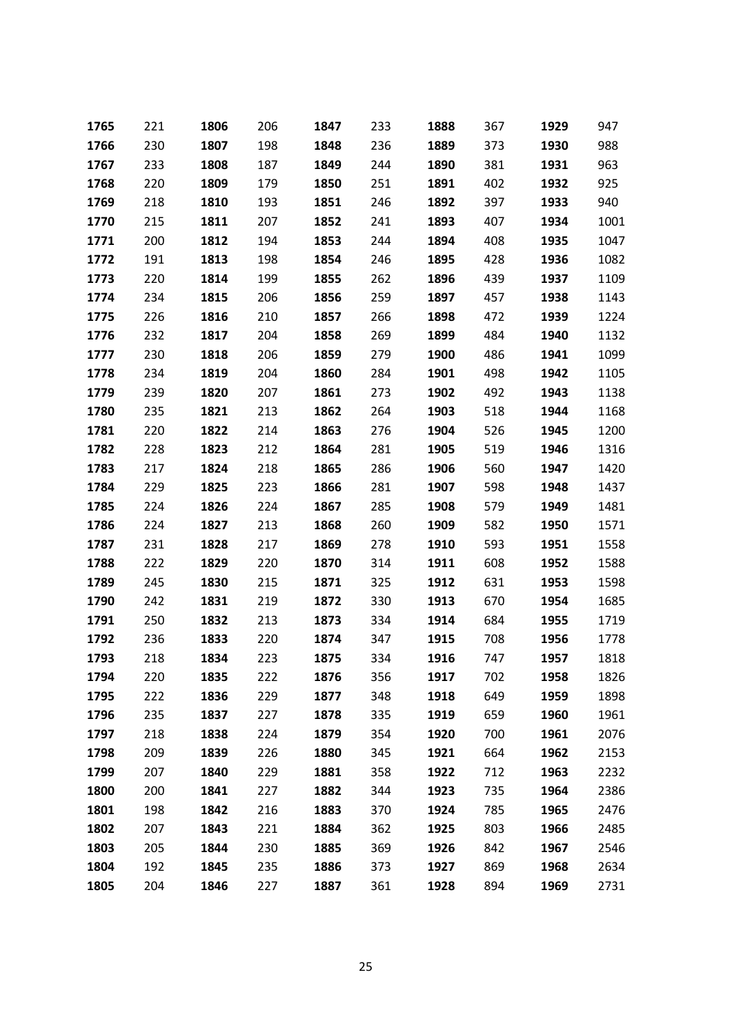| | | | | | | | | | |
|---|---|---|---|---|---|---|---|---|---|
| **1765** | 221 | **1806** | 206 | **1847** | 233 | **1888** | 367 | **1929** | 947 |
| **1766** | 230 | **1807** | 198 | **1848** | 236 | **1889** | 373 | **1930** | 988 |
| **1767** | 233 | **1808** | 187 | **1849** | 244 | **1890** | 381 | **1931** | 963 |
| **1768** | 220 | **1809** | 179 | **1850** | 251 | **1891** | 402 | **1932** | 925 |
| **1769** | 218 | **1810** | 193 | **1851** | 246 | **1892** | 397 | **1933** | 940 |
| **1770** | 215 | **1811** | 207 | **1852** | 241 | **1893** | 407 | **1934** | 1001 |
| **1771** | 200 | **1812** | 194 | **1853** | 244 | **1894** | 408 | **1935** | 1047 |
| **1772** | 191 | **1813** | 198 | **1854** | 246 | **1895** | 428 | **1936** | 1082 |
| **1773** | 220 | **1814** | 199 | **1855** | 262 | **1896** | 439 | **1937** | 1109 |
| **1774** | 234 | **1815** | 206 | **1856** | 259 | **1897** | 457 | **1938** | 1143 |
| **1775** | 226 | **1816** | 210 | **1857** | 266 | **1898** | 472 | **1939** | 1224 |
| **1776** | 232 | **1817** | 204 | **1858** | 269 | **1899** | 484 | **1940** | 1132 |
| **1777** | 230 | **1818** | 206 | **1859** | 279 | **1900** | 486 | **1941** | 1099 |
| **1778** | 234 | **1819** | 204 | **1860** | 284 | **1901** | 498 | **1942** | 1105 |
| **1779** | 239 | **1820** | 207 | **1861** | 273 | **1902** | 492 | **1943** | 1138 |
| **1780** | 235 | **1821** | 213 | **1862** | 264 | **1903** | 518 | **1944** | 1168 |
| **1781** | 220 | **1822** | 214 | **1863** | 276 | **1904** | 526 | **1945** | 1200 |
| **1782** | 228 | **1823** | 212 | **1864** | 281 | **1905** | 519 | **1946** | 1316 |
| **1783** | 217 | **1824** | 218 | **1865** | 286 | **1906** | 560 | **1947** | 1420 |
| **1784** | 229 | **1825** | 223 | **1866** | 281 | **1907** | 598 | **1948** | 1437 |
| **1785** | 224 | **1826** | 224 | **1867** | 285 | **1908** | 579 | **1949** | 1481 |
| **1786** | 224 | **1827** | 213 | **1868** | 260 | **1909** | 582 | **1950** | 1571 |
| **1787** | 231 | **1828** | 217 | **1869** | 278 | **1910** | 593 | **1951** | 1558 |
| **1788** | 222 | **1829** | 220 | **1870** | 314 | **1911** | 608 | **1952** | 1588 |
| **1789** | 245 | **1830** | 215 | **1871** | 325 | **1912** | 631 | **1953** | 1598 |
| **1790** | 242 | **1831** | 219 | **1872** | 330 | **1913** | 670 | **1954** | 1685 |
| **1791** | 250 | **1832** | 213 | **1873** | 334 | **1914** | 684 | **1955** | 1719 |
| **1792** | 236 | **1833** | 220 | **1874** | 347 | **1915** | 708 | **1956** | 1778 |
| **1793** | 218 | **1834** | 223 | **1875** | 334 | **1916** | 747 | **1957** | 1818 |
| **1794** | 220 | **1835** | 222 | **1876** | 356 | **1917** | 702 | **1958** | 1826 |
| **1795** | 222 | **1836** | 229 | **1877** | 348 | **1918** | 649 | **1959** | 1898 |
| **1796** | 235 | **1837** | 227 | **1878** | 335 | **1919** | 659 | **1960** | 1961 |
| **1797** | 218 | **1838** | 224 | **1879** | 354 | **1920** | 700 | **1961** | 2076 |
| **1798** | 209 | **1839** | 226 | **1880** | 345 | **1921** | 664 | **1962** | 2153 |
| **1799** | 207 | **1840** | 229 | **1881** | 358 | **1922** | 712 | **1963** | 2232 |
| **1800** | 200 | **1841** | 227 | **1882** | 344 | **1923** | 735 | **1964** | 2386 |
| **1801** | 198 | **1842** | 216 | **1883** | 370 | **1924** | 785 | **1965** | 2476 |
| **1802** | 207 | **1843** | 221 | **1884** | 362 | **1925** | 803 | **1966** | 2485 |
| **1803** | 205 | **1844** | 230 | **1885** | 369 | **1926** | 842 | **1967** | 2546 |
| **1804** | 192 | **1845** | 235 | **1886** | 373 | **1927** | 869 | **1968** | 2634 |
| **1805** | 204 | **1846** | 227 | **1887** | 361 | **1928** | 894 | **1969** | 2731 |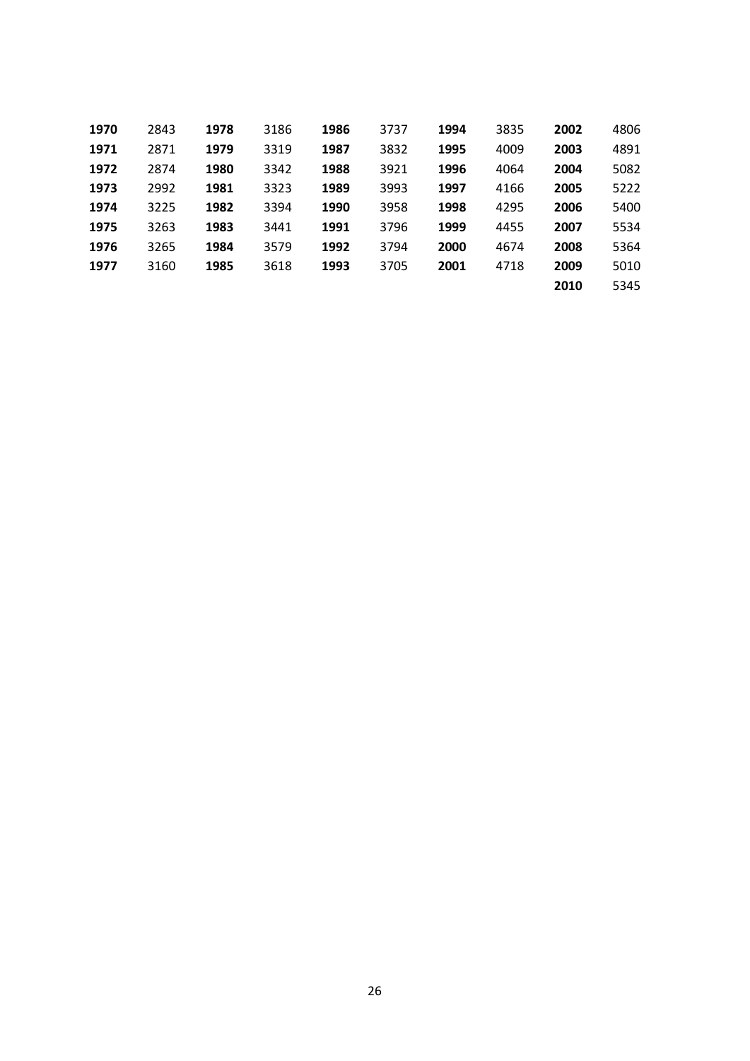| | | | | | | | | | |
|---|---|---|---|---|---|---|---|---|---|
| **1970** | 2843 | **1978** | 3186 | **1986** | 3737 | **1994** | 3835 | **2002** | 4806 |
| **1971** | 2871 | **1979** | 3319 | **1987** | 3832 | **1995** | 4009 | **2003** | 4891 |
| **1972** | 2874 | **1980** | 3342 | **1988** | 3921 | **1996** | 4064 | **2004** | 5082 |
| **1973** | 2992 | **1981** | 3323 | **1989** | 3993 | **1997** | 4166 | **2005** | 5222 |
| **1974** | 3225 | **1982** | 3394 | **1990** | 3958 | **1998** | 4295 | **2006** | 5400 |
| **1975** | 3263 | **1983** | 3441 | **1991** | 3796 | **1999** | 4455 | **2007** | 5534 |
| **1976** | 3265 | **1984** | 3579 | **1992** | 3794 | **2000** | 4674 | **2008** | 5364 |
| **1977** | 3160 | **1985** | 3618 | **1993** | 3705 | **2001** | 4718 | **2009** | 5010 |
| | | | | | | | | **2010** | 5345 |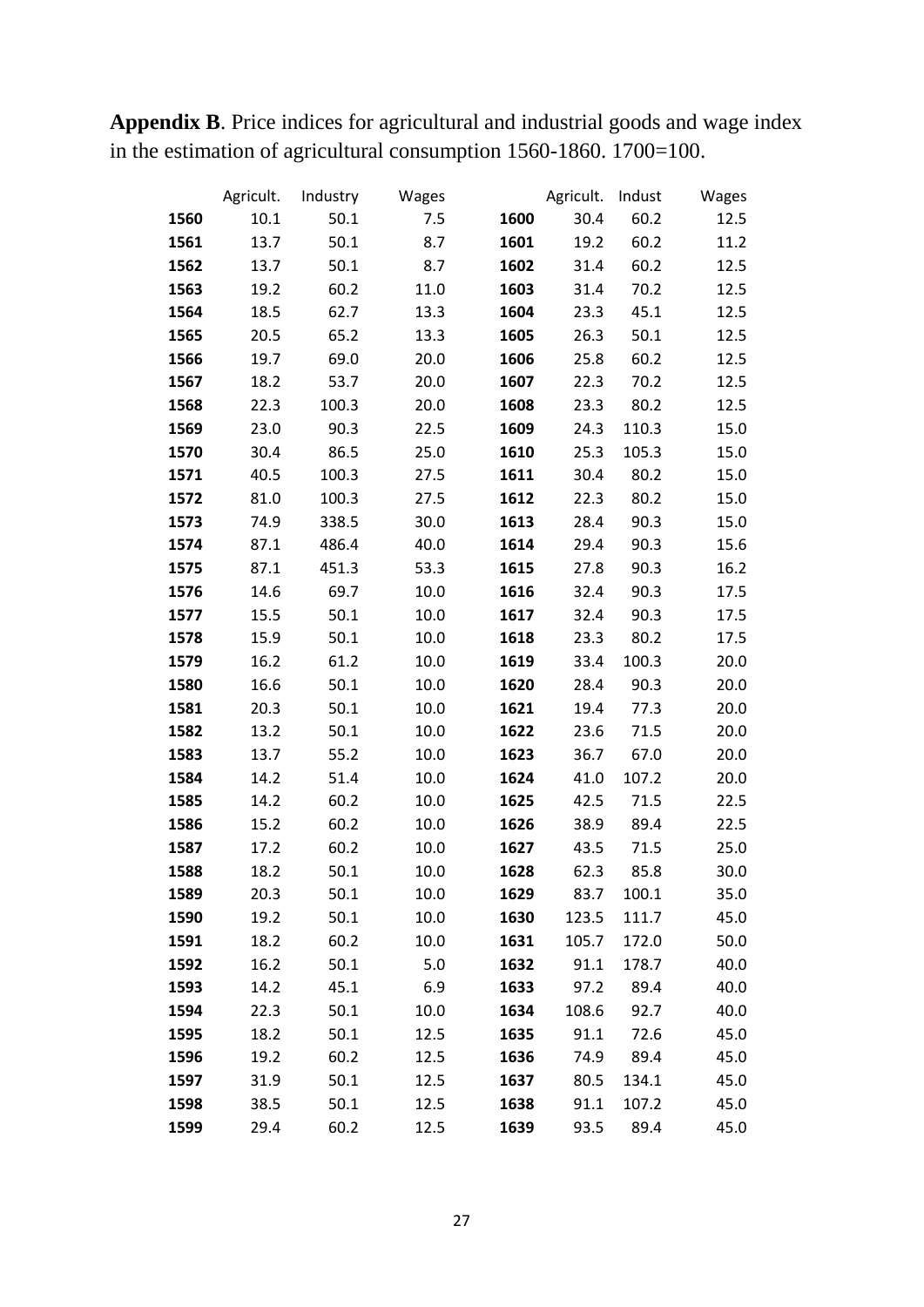**Appendix B**. Price indices for agricultural and industrial goods and wage index in the estimation of agricultural consumption 1560-1860. 1700=100.

| | Agricult. | Industry | Wages | | Agricult. | Indust | Wages |
|---|---|---|---|---|---|---|---|
| **1560** | 10.1 | 50.1 | 7.5 | **1600** | 30.4 | 60.2 | 12.5 |
| **1561** | 13.7 | 50.1 | 8.7 | **1601** | 19.2 | 60.2 | 11.2 |
| **1562** | 13.7 | 50.1 | 8.7 | **1602** | 31.4 | 60.2 | 12.5 |
| **1563** | 19.2 | 60.2 | 11.0 | **1603** | 31.4 | 70.2 | 12.5 |
| **1564** | 18.5 | 62.7 | 13.3 | **1604** | 23.3 | 45.1 | 12.5 |
| **1565** | 20.5 | 65.2 | 13.3 | **1605** | 26.3 | 50.1 | 12.5 |
| **1566** | 19.7 | 69.0 | 20.0 | **1606** | 25.8 | 60.2 | 12.5 |
| **1567** | 18.2 | 53.7 | 20.0 | **1607** | 22.3 | 70.2 | 12.5 |
| **1568** | 22.3 | 100.3 | 20.0 | **1608** | 23.3 | 80.2 | 12.5 |
| **1569** | 23.0 | 90.3 | 22.5 | **1609** | 24.3 | 110.3 | 15.0 |
| **1570** | 30.4 | 86.5 | 25.0 | **1610** | 25.3 | 105.3 | 15.0 |
| **1571** | 40.5 | 100.3 | 27.5 | **1611** | 30.4 | 80.2 | 15.0 |
| **1572** | 81.0 | 100.3 | 27.5 | **1612** | 22.3 | 80.2 | 15.0 |
| **1573** | 74.9 | 338.5 | 30.0 | **1613** | 28.4 | 90.3 | 15.0 |
| **1574** | 87.1 | 486.4 | 40.0 | **1614** | 29.4 | 90.3 | 15.6 |
| **1575** | 87.1 | 451.3 | 53.3 | **1615** | 27.8 | 90.3 | 16.2 |
| **1576** | 14.6 | 69.7 | 10.0 | **1616** | 32.4 | 90.3 | 17.5 |
| **1577** | 15.5 | 50.1 | 10.0 | **1617** | 32.4 | 90.3 | 17.5 |
| **1578** | 15.9 | 50.1 | 10.0 | **1618** | 23.3 | 80.2 | 17.5 |
| **1579** | 16.2 | 61.2 | 10.0 | **1619** | 33.4 | 100.3 | 20.0 |
| **1580** | 16.6 | 50.1 | 10.0 | **1620** | 28.4 | 90.3 | 20.0 |
| **1581** | 20.3 | 50.1 | 10.0 | **1621** | 19.4 | 77.3 | 20.0 |
| **1582** | 13.2 | 50.1 | 10.0 | **1622** | 23.6 | 71.5 | 20.0 |
| **1583** | 13.7 | 55.2 | 10.0 | **1623** | 36.7 | 67.0 | 20.0 |
| **1584** | 14.2 | 51.4 | 10.0 | **1624** | 41.0 | 107.2 | 20.0 |
| **1585** | 14.2 | 60.2 | 10.0 | **1625** | 42.5 | 71.5 | 22.5 |
| **1586** | 15.2 | 60.2 | 10.0 | **1626** | 38.9 | 89.4 | 22.5 |
| **1587** | 17.2 | 60.2 | 10.0 | **1627** | 43.5 | 71.5 | 25.0 |
| **1588** | 18.2 | 50.1 | 10.0 | **1628** | 62.3 | 85.8 | 30.0 |
| **1589** | 20.3 | 50.1 | 10.0 | **1629** | 83.7 | 100.1 | 35.0 |
| **1590** | 19.2 | 50.1 | 10.0 | **1630** | 123.5 | 111.7 | 45.0 |
| **1591** | 18.2 | 60.2 | 10.0 | **1631** | 105.7 | 172.0 | 50.0 |
| **1592** | 16.2 | 50.1 | 5.0 | **1632** | 91.1 | 178.7 | 40.0 |
| **1593** | 14.2 | 45.1 | 6.9 | **1633** | 97.2 | 89.4 | 40.0 |
| **1594** | 22.3 | 50.1 | 10.0 | **1634** | 108.6 | 92.7 | 40.0 |
| **1595** | 18.2 | 50.1 | 12.5 | **1635** | 91.1 | 72.6 | 45.0 |
| **1596** | 19.2 | 60.2 | 12.5 | **1636** | 74.9 | 89.4 | 45.0 |
| **1597** | 31.9 | 50.1 | 12.5 | **1637** | 80.5 | 134.1 | 45.0 |
| **1598** | 38.5 | 50.1 | 12.5 | **1638** | 91.1 | 107.2 | 45.0 |
| **1599** | 29.4 | 60.2 | 12.5 | **1639** | 93.5 | 89.4 | 45.0 |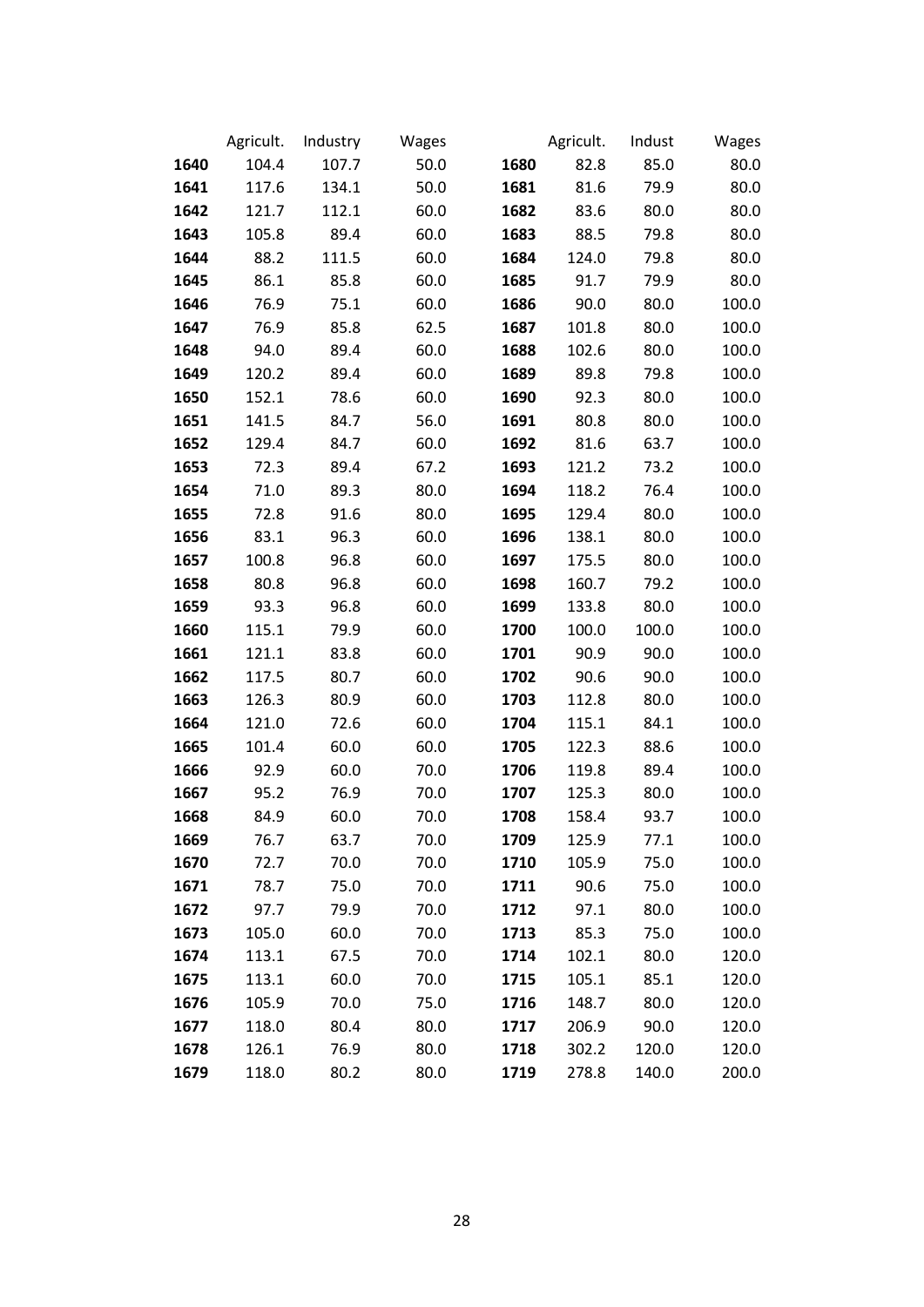| | Agricult. | Industry | Wages | | Agricult. | Indust | Wages |
|---|---|---|---|---|---|---|---|
| **1640** | 104.4 | 107.7 | 50.0 | **1680** | 82.8 | 85.0 | 80.0 |
| **1641** | 117.6 | 134.1 | 50.0 | **1681** | 81.6 | 79.9 | 80.0 |
| **1642** | 121.7 | 112.1 | 60.0 | **1682** | 83.6 | 80.0 | 80.0 |
| **1643** | 105.8 | 89.4 | 60.0 | **1683** | 88.5 | 79.8 | 80.0 |
| **1644** | 88.2 | 111.5 | 60.0 | **1684** | 124.0 | 79.8 | 80.0 |
| **1645** | 86.1 | 85.8 | 60.0 | **1685** | 91.7 | 79.9 | 80.0 |
| **1646** | 76.9 | 75.1 | 60.0 | **1686** | 90.0 | 80.0 | 100.0 |
| **1647** | 76.9 | 85.8 | 62.5 | **1687** | 101.8 | 80.0 | 100.0 |
| **1648** | 94.0 | 89.4 | 60.0 | **1688** | 102.6 | 80.0 | 100.0 |
| **1649** | 120.2 | 89.4 | 60.0 | **1689** | 89.8 | 79.8 | 100.0 |
| **1650** | 152.1 | 78.6 | 60.0 | **1690** | 92.3 | 80.0 | 100.0 |
| **1651** | 141.5 | 84.7 | 56.0 | **1691** | 80.8 | 80.0 | 100.0 |
| **1652** | 129.4 | 84.7 | 60.0 | **1692** | 81.6 | 63.7 | 100.0 |
| **1653** | 72.3 | 89.4 | 67.2 | **1693** | 121.2 | 73.2 | 100.0 |
| **1654** | 71.0 | 89.3 | 80.0 | **1694** | 118.2 | 76.4 | 100.0 |
| **1655** | 72.8 | 91.6 | 80.0 | **1695** | 129.4 | 80.0 | 100.0 |
| **1656** | 83.1 | 96.3 | 60.0 | **1696** | 138.1 | 80.0 | 100.0 |
| **1657** | 100.8 | 96.8 | 60.0 | **1697** | 175.5 | 80.0 | 100.0 |
| **1658** | 80.8 | 96.8 | 60.0 | **1698** | 160.7 | 79.2 | 100.0 |
| **1659** | 93.3 | 96.8 | 60.0 | **1699** | 133.8 | 80.0 | 100.0 |
| **1660** | 115.1 | 79.9 | 60.0 | **1700** | 100.0 | 100.0 | 100.0 |
| **1661** | 121.1 | 83.8 | 60.0 | **1701** | 90.9 | 90.0 | 100.0 |
| **1662** | 117.5 | 80.7 | 60.0 | **1702** | 90.6 | 90.0 | 100.0 |
| **1663** | 126.3 | 80.9 | 60.0 | **1703** | 112.8 | 80.0 | 100.0 |
| **1664** | 121.0 | 72.6 | 60.0 | **1704** | 115.1 | 84.1 | 100.0 |
| **1665** | 101.4 | 60.0 | 60.0 | **1705** | 122.3 | 88.6 | 100.0 |
| **1666** | 92.9 | 60.0 | 70.0 | **1706** | 119.8 | 89.4 | 100.0 |
| **1667** | 95.2 | 76.9 | 70.0 | **1707** | 125.3 | 80.0 | 100.0 |
| **1668** | 84.9 | 60.0 | 70.0 | **1708** | 158.4 | 93.7 | 100.0 |
| **1669** | 76.7 | 63.7 | 70.0 | **1709** | 125.9 | 77.1 | 100.0 |
| **1670** | 72.7 | 70.0 | 70.0 | **1710** | 105.9 | 75.0 | 100.0 |
| **1671** | 78.7 | 75.0 | 70.0 | **1711** | 90.6 | 75.0 | 100.0 |
| **1672** | 97.7 | 79.9 | 70.0 | **1712** | 97.1 | 80.0 | 100.0 |
| **1673** | 105.0 | 60.0 | 70.0 | **1713** | 85.3 | 75.0 | 100.0 |
| **1674** | 113.1 | 67.5 | 70.0 | **1714** | 102.1 | 80.0 | 120.0 |
| **1675** | 113.1 | 60.0 | 70.0 | **1715** | 105.1 | 85.1 | 120.0 |
| **1676** | 105.9 | 70.0 | 75.0 | **1716** | 148.7 | 80.0 | 120.0 |
| **1677** | 118.0 | 80.4 | 80.0 | **1717** | 206.9 | 90.0 | 120.0 |
| **1678** | 126.1 | 76.9 | 80.0 | **1718** | 302.2 | 120.0 | 120.0 |
| **1679** | 118.0 | 80.2 | 80.0 | **1719** | 278.8 | 140.0 | 200.0 |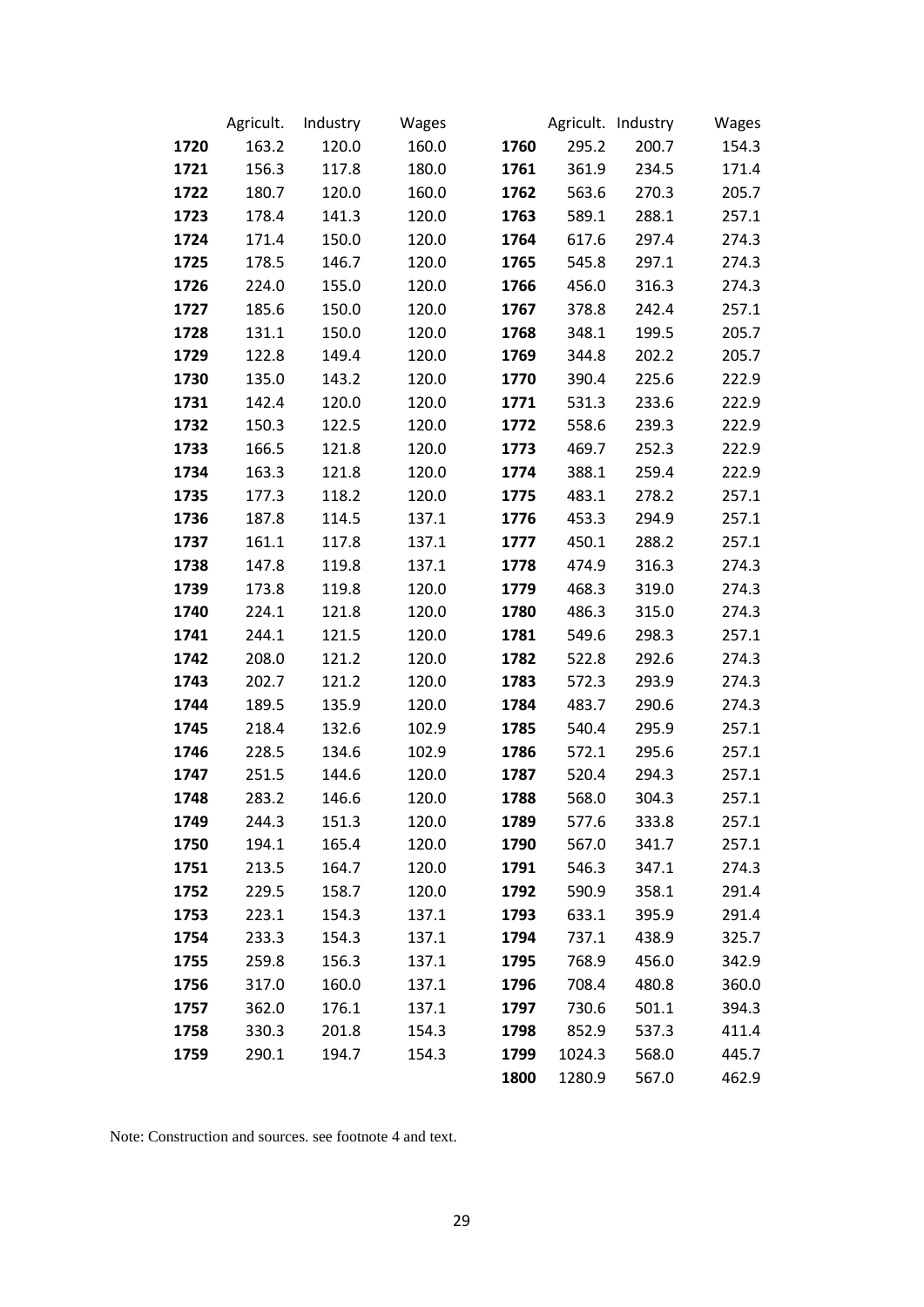| | Agricult. | Industry | Wages | | Agricult. | Industry | Wages |
|---|---|---|---|---|---|---|---|
| **1720** | 163.2 | 120.0 | 160.0 | **1760** | 295.2 | 200.7 | 154.3 |
| **1721** | 156.3 | 117.8 | 180.0 | **1761** | 361.9 | 234.5 | 171.4 |
| **1722** | 180.7 | 120.0 | 160.0 | **1762** | 563.6 | 270.3 | 205.7 |
| **1723** | 178.4 | 141.3 | 120.0 | **1763** | 589.1 | 288.1 | 257.1 |
| **1724** | 171.4 | 150.0 | 120.0 | **1764** | 617.6 | 297.4 | 274.3 |
| **1725** | 178.5 | 146.7 | 120.0 | **1765** | 545.8 | 297.1 | 274.3 |
| **1726** | 224.0 | 155.0 | 120.0 | **1766** | 456.0 | 316.3 | 274.3 |
| **1727** | 185.6 | 150.0 | 120.0 | **1767** | 378.8 | 242.4 | 257.1 |
| **1728** | 131.1 | 150.0 | 120.0 | **1768** | 348.1 | 199.5 | 205.7 |
| **1729** | 122.8 | 149.4 | 120.0 | **1769** | 344.8 | 202.2 | 205.7 |
| **1730** | 135.0 | 143.2 | 120.0 | **1770** | 390.4 | 225.6 | 222.9 |
| **1731** | 142.4 | 120.0 | 120.0 | **1771** | 531.3 | 233.6 | 222.9 |
| **1732** | 150.3 | 122.5 | 120.0 | **1772** | 558.6 | 239.3 | 222.9 |
| **1733** | 166.5 | 121.8 | 120.0 | **1773** | 469.7 | 252.3 | 222.9 |
| **1734** | 163.3 | 121.8 | 120.0 | **1774** | 388.1 | 259.4 | 222.9 |
| **1735** | 177.3 | 118.2 | 120.0 | **1775** | 483.1 | 278.2 | 257.1 |
| **1736** | 187.8 | 114.5 | 137.1 | **1776** | 453.3 | 294.9 | 257.1 |
| **1737** | 161.1 | 117.8 | 137.1 | **1777** | 450.1 | 288.2 | 257.1 |
| **1738** | 147.8 | 119.8 | 137.1 | **1778** | 474.9 | 316.3 | 274.3 |
| **1739** | 173.8 | 119.8 | 120.0 | **1779** | 468.3 | 319.0 | 274.3 |
| **1740** | 224.1 | 121.8 | 120.0 | **1780** | 486.3 | 315.0 | 274.3 |
| **1741** | 244.1 | 121.5 | 120.0 | **1781** | 549.6 | 298.3 | 257.1 |
| **1742** | 208.0 | 121.2 | 120.0 | **1782** | 522.8 | 292.6 | 274.3 |
| **1743** | 202.7 | 121.2 | 120.0 | **1783** | 572.3 | 293.9 | 274.3 |
| **1744** | 189.5 | 135.9 | 120.0 | **1784** | 483.7 | 290.6 | 274.3 |
| **1745** | 218.4 | 132.6 | 102.9 | **1785** | 540.4 | 295.9 | 257.1 |
| **1746** | 228.5 | 134.6 | 102.9 | **1786** | 572.1 | 295.6 | 257.1 |
| **1747** | 251.5 | 144.6 | 120.0 | **1787** | 520.4 | 294.3 | 257.1 |
| **1748** | 283.2 | 146.6 | 120.0 | **1788** | 568.0 | 304.3 | 257.1 |
| **1749** | 244.3 | 151.3 | 120.0 | **1789** | 577.6 | 333.8 | 257.1 |
| **1750** | 194.1 | 165.4 | 120.0 | **1790** | 567.0 | 341.7 | 257.1 |
| **1751** | 213.5 | 164.7 | 120.0 | **1791** | 546.3 | 347.1 | 274.3 |
| **1752** | 229.5 | 158.7 | 120.0 | **1792** | 590.9 | 358.1 | 291.4 |
| **1753** | 223.1 | 154.3 | 137.1 | **1793** | 633.1 | 395.9 | 291.4 |
| **1754** | 233.3 | 154.3 | 137.1 | **1794** | 737.1 | 438.9 | 325.7 |
| **1755** | 259.8 | 156.3 | 137.1 | **1795** | 768.9 | 456.0 | 342.9 |
| **1756** | 317.0 | 160.0 | 137.1 | **1796** | 708.4 | 480.8 | 360.0 |
| **1757** | 362.0 | 176.1 | 137.1 | **1797** | 730.6 | 501.1 | 394.3 |
| **1758** | 330.3 | 201.8 | 154.3 | **1798** | 852.9 | 537.3 | 411.4 |
| **1759** | 290.1 | 194.7 | 154.3 | **1799** | 1024.3 | 568.0 | 445.7 |
| | | | | **1800** | 1280.9 | 567.0 | 462.9 |

Note: Construction and sources. see footnote 4 and text.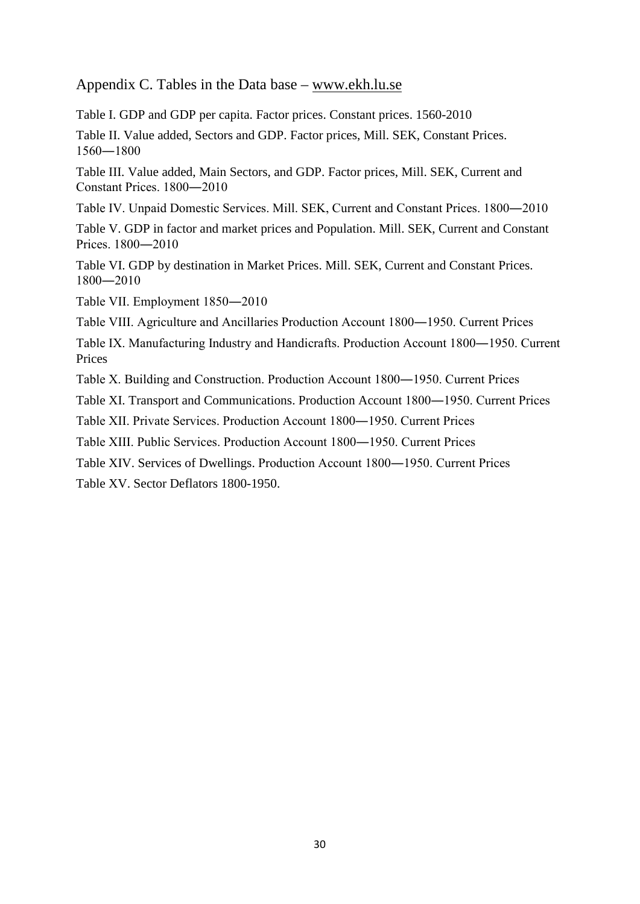## Appendix C. Tables in the Data base – www.ekh.lu.se

Table I. GDP and GDP per capita. Factor prices. Constant prices. 1560-2010

Table II. Value added, Sectors and GDP. Factor prices, Mill. SEK, Constant Prices. 1560―1800

Table III. Value added, Main Sectors, and GDP. Factor prices, Mill. SEK, Current and Constant Prices. 1800―2010

Table IV. Unpaid Domestic Services. Mill. SEK, Current and Constant Prices. 1800―2010

Table V. GDP in factor and market prices and Population. Mill. SEK, Current and Constant Prices. 1800―2010

Table VI. GDP by destination in Market Prices. Mill. SEK, Current and Constant Prices. 1800―2010

Table VII. Employment 1850―2010

Table VIII. Agriculture and Ancillaries Production Account 1800―1950. Current Prices

Table IX. Manufacturing Industry and Handicrafts. Production Account 1800―1950. Current Prices

Table X. Building and Construction. Production Account 1800―1950. Current Prices

Table XI. Transport and Communications. Production Account 1800―1950. Current Prices

Table XII. Private Services. Production Account 1800―1950. Current Prices

Table XIII. Public Services. Production Account 1800―1950. Current Prices

Table XIV. Services of Dwellings. Production Account 1800―1950. Current Prices

Table XV. Sector Deflators 1800-1950.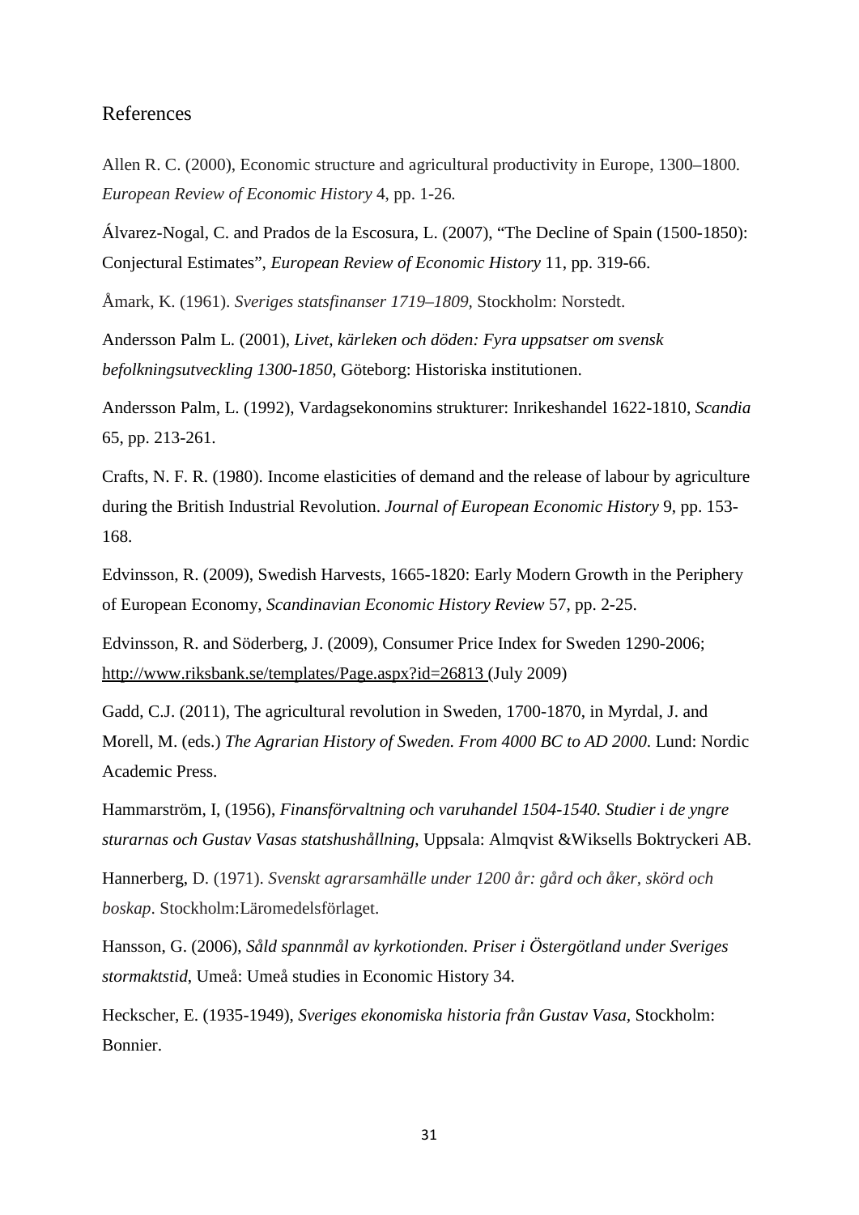## References

Allen R. C. (2000), Economic structure and agricultural productivity in Europe, 1300–1800. *European Review of Economic History* 4, pp. 1-26.

Álvarez-Nogal, C. and Prados de la Escosura, L. (2007), "The Decline of Spain (1500-1850): Conjectural Estimates", *European Review of Economic History* 11, pp. 319-66.

Åmark, K. (1961). *Sveriges statsfinanser 1719–1809*, Stockholm: Norstedt.

Andersson Palm L. (2001), *Livet, kärleken och döden: Fyra uppsatser om svensk befolkningsutveckling 1300-1850*, Göteborg: Historiska institutionen.

Andersson Palm, L. (1992), Vardagsekonomins strukturer: Inrikeshandel 1622-1810, *Scandia* 65, pp. 213-261.

Crafts, N. F. R. (1980). Income elasticities of demand and the release of labour by agriculture during the British Industrial Revolution. *Journal of European Economic History* 9, pp. 153-168.

Edvinsson, R. (2009), Swedish Harvests, 1665-1820: Early Modern Growth in the Periphery of European Economy, *Scandinavian Economic History Review* 57, pp. 2-25.

Edvinsson, R. and Söderberg, J. (2009), Consumer Price Index for Sweden 1290-2006; http://www.riksbank.se/templates/Page.aspx?id=26813 (July 2009)

Gadd, C.J. (2011), The agricultural revolution in Sweden, 1700-1870, in Myrdal, J. and Morell, M. (eds.) *The Agrarian History of Sweden. From 4000 BC to AD 2000*. Lund: Nordic Academic Press.

Hammarström, I, (1956), *Finansförvaltning och varuhandel 1504-1540. Studier i de yngre sturarnas och Gustav Vasas statshushållning*, Uppsala: Almqvist &Wiksells Boktryckeri AB.

Hannerberg, D. (1971). *Svenskt agrarsamhälle under 1200 år: gård och åker, skörd och boskap*. Stockholm:Läromedelsförlaget.

Hansson, G. (2006), *Såld spannmål av kyrkotionden. Priser i Östergötland under Sveriges stormaktstid*, Umeå: Umeå studies in Economic History 34.

Heckscher, E. (1935-1949), *Sveriges ekonomiska historia från Gustav Vasa*, Stockholm: Bonnier.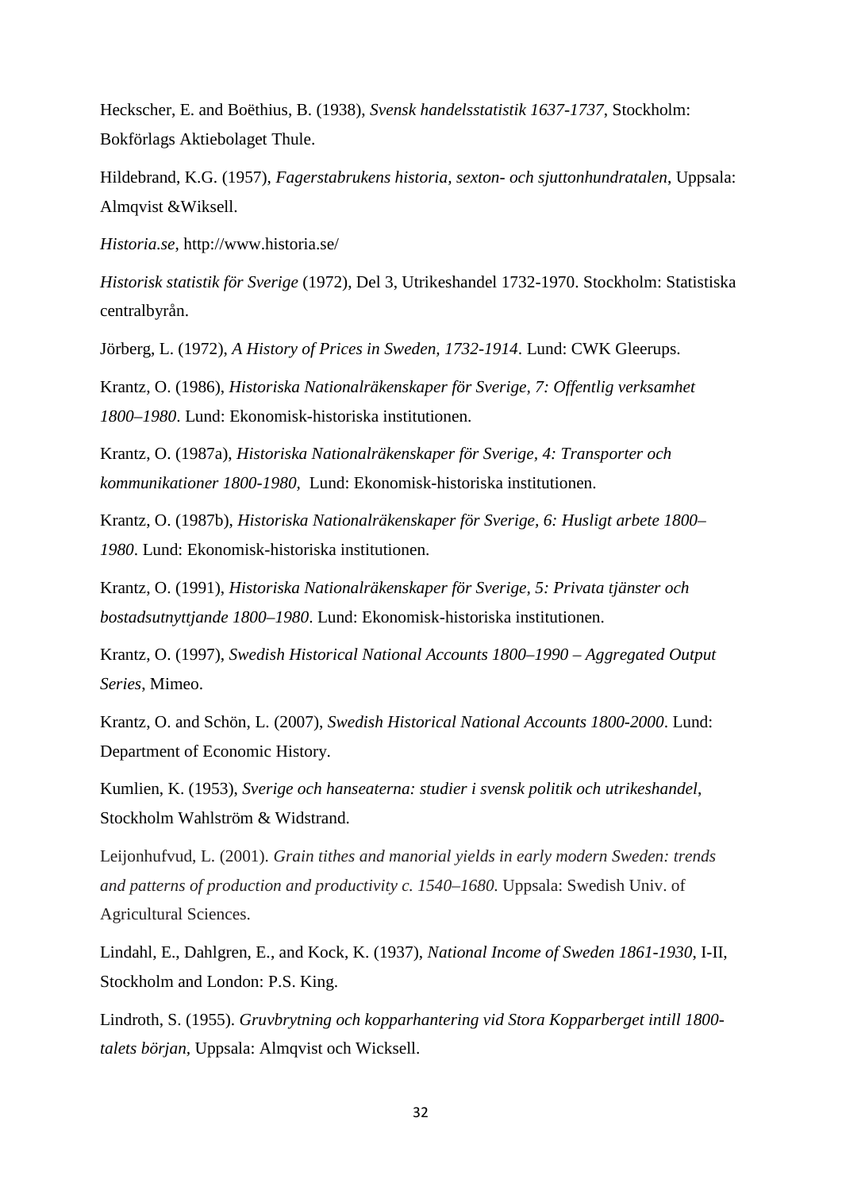Heckscher, E. and Boëthius, B. (1938), *Svensk handelsstatistik 1637-1737*, Stockholm: Bokförlags Aktiebolaget Thule.

Hildebrand, K.G. (1957), *Fagerstabrukens historia, sexton- och sjuttonhundratalen*, Uppsala: Almqvist &Wiksell.

*Historia.se*, http://www.historia.se/

*Historisk statistik för Sverige* (1972), Del 3, Utrikeshandel 1732-1970. Stockholm: Statistiska centralbyrån.

Jörberg, L. (1972), *A History of Prices in Sweden, 1732-1914*. Lund: CWK Gleerups.

Krantz, O. (1986), *Historiska Nationalräkenskaper för Sverige, 7: Offentlig verksamhet 1800–1980*. Lund: Ekonomisk-historiska institutionen.

Krantz, O. (1987a), *Historiska Nationalräkenskaper för Sverige, 4: Transporter och kommunikationer 1800-1980*, Lund: Ekonomisk-historiska institutionen.

Krantz, O. (1987b), *Historiska Nationalräkenskaper för Sverige, 6: Husligt arbete 1800–1980*. Lund: Ekonomisk-historiska institutionen.

Krantz, O. (1991), *Historiska Nationalräkenskaper för Sverige, 5: Privata tjänster och bostadsutnyttjande 1800–1980*. Lund: Ekonomisk-historiska institutionen.

Krantz, O. (1997), *Swedish Historical National Accounts 1800–1990 – Aggregated Output Series*, Mimeo.

Krantz, O. and Schön, L. (2007), *Swedish Historical National Accounts 1800-2000*. Lund: Department of Economic History.

Kumlien, K. (1953), *Sverige och hanseaterna: studier i svensk politik och utrikeshandel*, Stockholm Wahlström & Widstrand.

Leijonhufvud, L. (2001). *Grain tithes and manorial yields in early modern Sweden: trends and patterns of production and productivity c. 1540–1680.* Uppsala: Swedish Univ. of Agricultural Sciences.

Lindahl, E., Dahlgren, E., and Kock, K. (1937), *National Income of Sweden 1861-1930*, I-II, Stockholm and London: P.S. King.

Lindroth, S. (1955). *Gruvbrytning och kopparhantering vid Stora Kopparberget intill 1800-talets början,* Uppsala: Almqvist och Wicksell.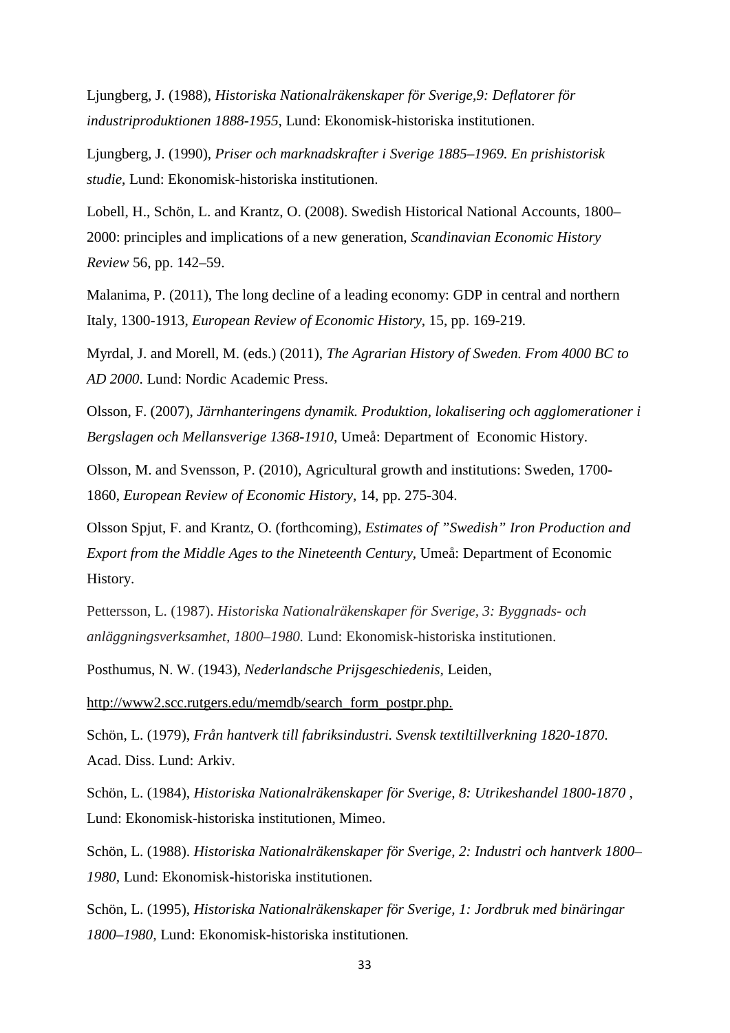Ljungberg, J. (1988), *Historiska Nationalräkenskaper för Sverige,9: Deflatorer för industriproduktionen 1888-1955*, Lund: Ekonomisk-historiska institutionen.

Ljungberg, J. (1990), *Priser och marknadskrafter i Sverige 1885–1969. En prishistorisk studie*, Lund: Ekonomisk-historiska institutionen.

Lobell, H., Schön, L. and Krantz, O. (2008). Swedish Historical National Accounts, 1800–2000: principles and implications of a new generation, *Scandinavian Economic History Review* 56, pp. 142–59.

Malanima, P. (2011), The long decline of a leading economy: GDP in central and northern Italy, 1300-1913, *European Review of Economic History*, 15, pp. 169-219.

Myrdal, J. and Morell, M. (eds.) (2011), *The Agrarian History of Sweden. From 4000 BC to AD 2000*. Lund: Nordic Academic Press.

Olsson, F. (2007), *Järnhanteringens dynamik. Produktion, lokalisering och agglomerationer i Bergslagen och Mellansverige 1368-1910*, Umeå: Department of Economic History.

Olsson, M. and Svensson, P. (2010), Agricultural growth and institutions: Sweden, 1700-1860, *European Review of Economic History*, 14, pp. 275-304.

Olsson Spjut, F. and Krantz, O. (forthcoming), *Estimates of "Swedish" Iron Production and Export from the Middle Ages to the Nineteenth Century*, Umeå: Department of Economic History.

Pettersson, L. (1987). *Historiska Nationalräkenskaper för Sverige, 3: Byggnads- och anläggningsverksamhet, 1800–1980.* Lund: Ekonomisk-historiska institutionen.

Posthumus, N. W. (1943), *Nederlandsche Prijsgeschiedenis*, Leiden,

http://www2.scc.rutgers.edu/memdb/search_form_postpr.php.

Schön, L. (1979), *Från hantverk till fabriksindustri. Svensk textiltillverkning 1820-1870*. Acad. Diss. Lund: Arkiv.

Schön, L. (1984), *Historiska Nationalräkenskaper för Sverige, 8: Utrikeshandel 1800-1870* , Lund: Ekonomisk-historiska institutionen, Mimeo.

Schön, L. (1988). *Historiska Nationalräkenskaper för Sverige, 2: Industri och hantverk 1800–1980*, Lund: Ekonomisk-historiska institutionen.

Schön, L. (1995), *Historiska Nationalräkenskaper för Sverige, 1: Jordbruk med binäringar 1800–1980*, Lund: Ekonomisk-historiska institutionen.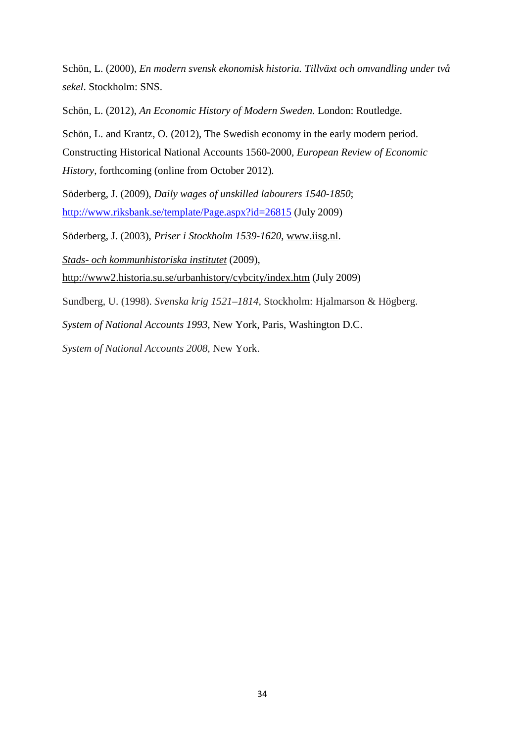Schön, L. (2000), *En modern svensk ekonomisk historia. Tillväxt och omvandling under två sekel*. Stockholm: SNS.

Schön, L. (2012), *An Economic History of Modern Sweden.* London: Routledge.

Schön, L. and Krantz, O. (2012), The Swedish economy in the early modern period. Constructing Historical National Accounts 1560-2000, *European Review of Economic History*, forthcoming (online from October 2012).

Söderberg, J. (2009), *Daily wages of unskilled labourers 1540-1850*; http://www.riksbank.se/template/Page.aspx?id=26815 (July 2009)

Söderberg, J. (2003), *Priser i Stockholm 1539-1620*, www.iisg.nl.

*Stads- och kommunhistoriska institutet* (2009), http://www2.historia.su.se/urbanhistory/cybcity/index.htm (July 2009)

Sundberg, U. (1998). *Svenska krig 1521–1814,* Stockholm: Hjalmarson & Högberg.

*System of National Accounts 1993*, New York, Paris, Washington D.C.

*System of National Accounts 2008*, New York.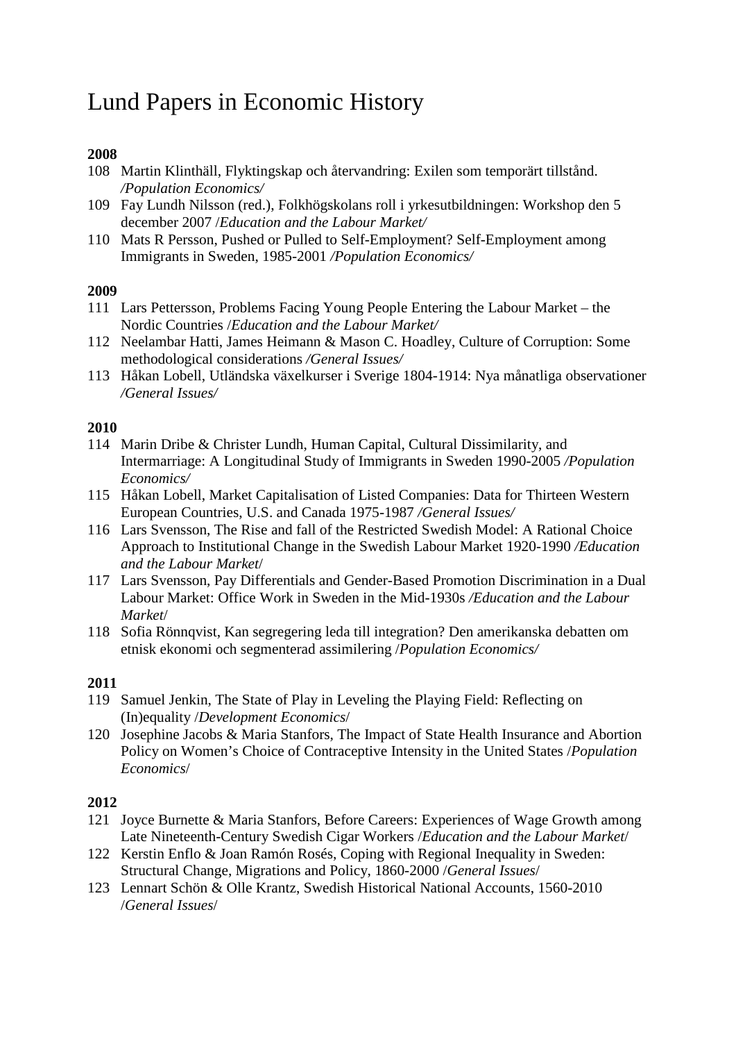# Lund Papers in Economic History

**2008**

108 Martin Klinthäll, Flyktingskap och återvandring: Exilen som temporärt tillstånd. */Population Economics/*

109 Fay Lundh Nilsson (red.), Folkhögskolans roll i yrkesutbildningen: Workshop den 5 december 2007 /*Education and the Labour Market/*

110 Mats R Persson, Pushed or Pulled to Self-Employment? Self-Employment among Immigrants in Sweden, 1985-2001 */Population Economics/*

**2009**

111 Lars Pettersson, Problems Facing Young People Entering the Labour Market – the Nordic Countries /*Education and the Labour Market/*

112 Neelambar Hatti, James Heimann & Mason C. Hoadley, Culture of Corruption: Some methodological considerations */General Issues/*

113 Håkan Lobell, Utländska växelkurser i Sverige 1804-1914: Nya månatliga observationer */General Issues/*

**2010**

114 Marin Dribe & Christer Lundh, Human Capital, Cultural Dissimilarity, and Intermarriage: A Longitudinal Study of Immigrants in Sweden 1990-2005 */Population Economics/*

115 Håkan Lobell, Market Capitalisation of Listed Companies: Data for Thirteen Western European Countries, U.S. and Canada 1975-1987 */General Issues/*

116 Lars Svensson, The Rise and fall of the Restricted Swedish Model: A Rational Choice Approach to Institutional Change in the Swedish Labour Market 1920-1990 */Education and the Labour Market*/

117 Lars Svensson, Pay Differentials and Gender-Based Promotion Discrimination in a Dual Labour Market: Office Work in Sweden in the Mid-1930s */Education and the Labour Market*/

118 Sofia Rönnqvist, Kan segregering leda till integration? Den amerikanska debatten om etnisk ekonomi och segmenterad assimilering /*Population Economics/*

**2011**

119 Samuel Jenkin, The State of Play in Leveling the Playing Field: Reflecting on (In)equality /*Development Economics*/

120 Josephine Jacobs & Maria Stanfors, The Impact of State Health Insurance and Abortion Policy on Women's Choice of Contraceptive Intensity in the United States /*Population Economics*/

**2012**

121 Joyce Burnette & Maria Stanfors, Before Careers: Experiences of Wage Growth among Late Nineteenth-Century Swedish Cigar Workers /*Education and the Labour Market*/

122 Kerstin Enflo & Joan Ramón Rosés, Coping with Regional Inequality in Sweden: Structural Change, Migrations and Policy, 1860-2000 /*General Issues*/

123 Lennart Schön & Olle Krantz, Swedish Historical National Accounts, 1560-2010 /*General Issues*/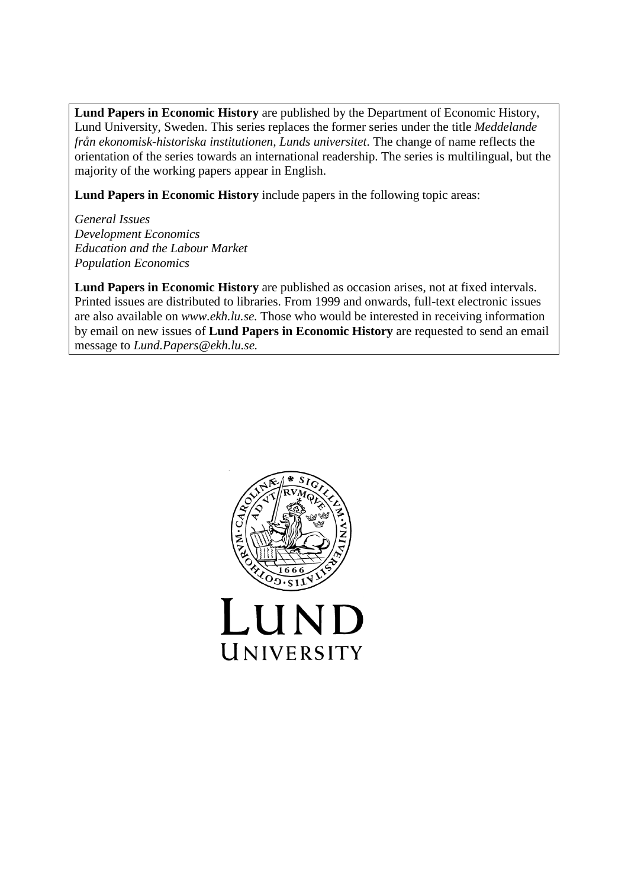**Lund Papers in Economic History** are published by the Department of Economic History, Lund University, Sweden. This series replaces the former series under the title *Meddelande från ekonomisk-historiska institutionen, Lunds universitet*. The change of name reflects the orientation of the series towards an international readership. The series is multilingual, but the majority of the working papers appear in English.

**Lund Papers in Economic History** include papers in the following topic areas:

*General Issues*
*Development Economics*
*Education and the Labour Market*
*Population Economics*

**Lund Papers in Economic History** are published as occasion arises, not at fixed intervals. Printed issues are distributed to libraries. From 1999 and onwards, full-text electronic issues are also available on *www.ekh.lu.se.* Those who would be interested in receiving information by email on new issues of **Lund Papers in Economic History** are requested to send an email message to *Lund.Papers@ekh.lu.se.*

LUND UNIVERSITY